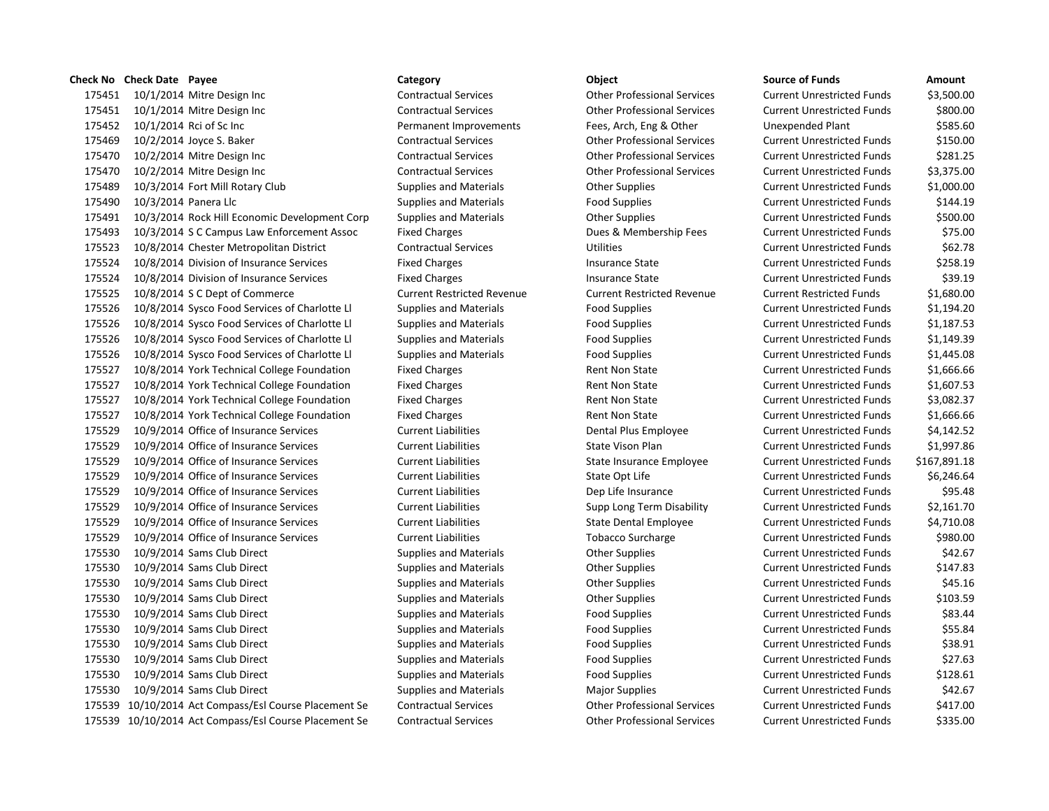| Check No | Check Date | Payee | Category | Object | Source of Funds | Amount |
|---|---|---|---|---|---|---|
| 175451 | 10/1/2014 | Mitre Design Inc | Contractual Services | Other Professional Services | Current Unrestricted Funds | $3,500.00 |
| 175451 | 10/1/2014 | Mitre Design Inc | Contractual Services | Other Professional Services | Current Unrestricted Funds | $800.00 |
| 175452 | 10/1/2014 | Rci of Sc Inc | Permanent Improvements | Fees, Arch, Eng & Other | Unexpended Plant | $585.60 |
| 175469 | 10/2/2014 | Joyce S. Baker | Contractual Services | Other Professional Services | Current Unrestricted Funds | $150.00 |
| 175470 | 10/2/2014 | Mitre Design Inc | Contractual Services | Other Professional Services | Current Unrestricted Funds | $281.25 |
| 175470 | 10/2/2014 | Mitre Design Inc | Contractual Services | Other Professional Services | Current Unrestricted Funds | $3,375.00 |
| 175489 | 10/3/2014 | Fort Mill Rotary Club | Supplies and Materials | Other Supplies | Current Unrestricted Funds | $1,000.00 |
| 175490 | 10/3/2014 | Panera Llc | Supplies and Materials | Food Supplies | Current Unrestricted Funds | $144.19 |
| 175491 | 10/3/2014 | Rock Hill Economic Development Corp | Supplies and Materials | Other Supplies | Current Unrestricted Funds | $500.00 |
| 175493 | 10/3/2014 | S C Campus Law Enforcement Assoc | Fixed Charges | Dues & Membership Fees | Current Unrestricted Funds | $75.00 |
| 175523 | 10/8/2014 | Chester Metropolitan District | Contractual Services | Utilities | Current Unrestricted Funds | $62.78 |
| 175524 | 10/8/2014 | Division of Insurance Services | Fixed Charges | Insurance State | Current Unrestricted Funds | $258.19 |
| 175524 | 10/8/2014 | Division of Insurance Services | Fixed Charges | Insurance State | Current Unrestricted Funds | $39.19 |
| 175525 | 10/8/2014 | S C Dept of Commerce | Current Restricted Revenue | Current Restricted Revenue | Current Restricted Funds | $1,680.00 |
| 175526 | 10/8/2014 | Sysco Food Services of Charlotte Ll | Supplies and Materials | Food Supplies | Current Unrestricted Funds | $1,194.20 |
| 175526 | 10/8/2014 | Sysco Food Services of Charlotte Ll | Supplies and Materials | Food Supplies | Current Unrestricted Funds | $1,187.53 |
| 175526 | 10/8/2014 | Sysco Food Services of Charlotte Ll | Supplies and Materials | Food Supplies | Current Unrestricted Funds | $1,149.39 |
| 175526 | 10/8/2014 | Sysco Food Services of Charlotte Ll | Supplies and Materials | Food Supplies | Current Unrestricted Funds | $1,445.08 |
| 175527 | 10/8/2014 | York Technical College Foundation | Fixed Charges | Rent Non State | Current Unrestricted Funds | $1,666.66 |
| 175527 | 10/8/2014 | York Technical College Foundation | Fixed Charges | Rent Non State | Current Unrestricted Funds | $1,607.53 |
| 175527 | 10/8/2014 | York Technical College Foundation | Fixed Charges | Rent Non State | Current Unrestricted Funds | $3,082.37 |
| 175527 | 10/8/2014 | York Technical College Foundation | Fixed Charges | Rent Non State | Current Unrestricted Funds | $1,666.66 |
| 175529 | 10/9/2014 | Office of Insurance Services | Current Liabilities | Dental Plus Employee | Current Unrestricted Funds | $4,142.52 |
| 175529 | 10/9/2014 | Office of Insurance Services | Current Liabilities | State Vison Plan | Current Unrestricted Funds | $1,997.86 |
| 175529 | 10/9/2014 | Office of Insurance Services | Current Liabilities | State Insurance Employee | Current Unrestricted Funds | $167,891.18 |
| 175529 | 10/9/2014 | Office of Insurance Services | Current Liabilities | State Opt Life | Current Unrestricted Funds | $6,246.64 |
| 175529 | 10/9/2014 | Office of Insurance Services | Current Liabilities | Dep Life Insurance | Current Unrestricted Funds | $95.48 |
| 175529 | 10/9/2014 | Office of Insurance Services | Current Liabilities | Supp Long Term Disability | Current Unrestricted Funds | $2,161.70 |
| 175529 | 10/9/2014 | Office of Insurance Services | Current Liabilities | State Dental Employee | Current Unrestricted Funds | $4,710.08 |
| 175529 | 10/9/2014 | Office of Insurance Services | Current Liabilities | Tobacco Surcharge | Current Unrestricted Funds | $980.00 |
| 175530 | 10/9/2014 | Sams Club Direct | Supplies and Materials | Other Supplies | Current Unrestricted Funds | $42.67 |
| 175530 | 10/9/2014 | Sams Club Direct | Supplies and Materials | Other Supplies | Current Unrestricted Funds | $147.83 |
| 175530 | 10/9/2014 | Sams Club Direct | Supplies and Materials | Other Supplies | Current Unrestricted Funds | $45.16 |
| 175530 | 10/9/2014 | Sams Club Direct | Supplies and Materials | Other Supplies | Current Unrestricted Funds | $103.59 |
| 175530 | 10/9/2014 | Sams Club Direct | Supplies and Materials | Food Supplies | Current Unrestricted Funds | $83.44 |
| 175530 | 10/9/2014 | Sams Club Direct | Supplies and Materials | Food Supplies | Current Unrestricted Funds | $55.84 |
| 175530 | 10/9/2014 | Sams Club Direct | Supplies and Materials | Food Supplies | Current Unrestricted Funds | $38.91 |
| 175530 | 10/9/2014 | Sams Club Direct | Supplies and Materials | Food Supplies | Current Unrestricted Funds | $27.63 |
| 175530 | 10/9/2014 | Sams Club Direct | Supplies and Materials | Food Supplies | Current Unrestricted Funds | $128.61 |
| 175530 | 10/9/2014 | Sams Club Direct | Supplies and Materials | Major Supplies | Current Unrestricted Funds | $42.67 |
| 175539 | 10/10/2014 | Act Compass/Esl Course Placement Se | Contractual Services | Other Professional Services | Current Unrestricted Funds | $417.00 |
| 175539 | 10/10/2014 | Act Compass/Esl Course Placement Se | Contractual Services | Other Professional Services | Current Unrestricted Funds | $335.00 |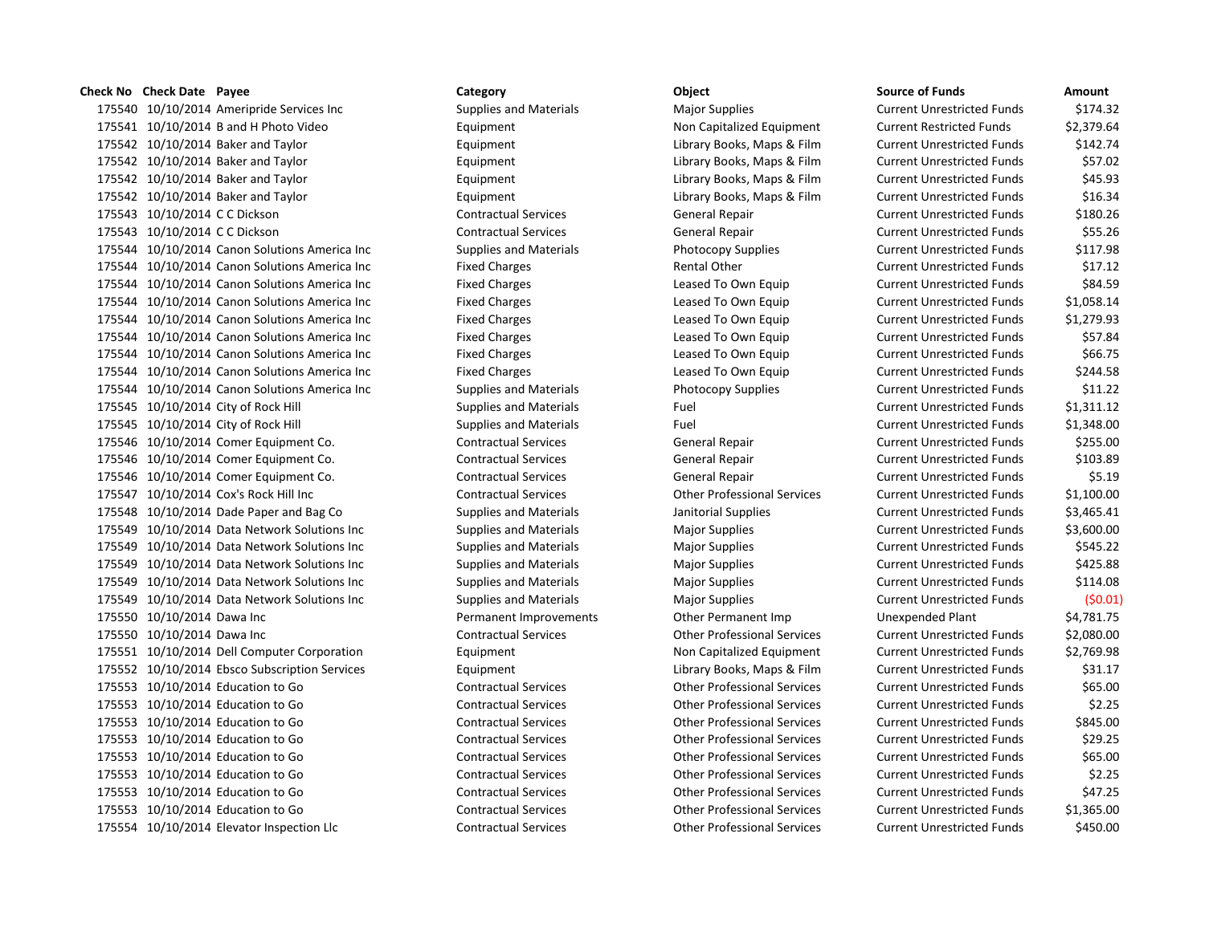| Check No | Check Date | Payee | Category | Object | Source of Funds | Amount |
|---|---|---|---|---|---|---|
| 175540 | 10/10/2014 | Ameripride Services Inc | Supplies and Materials | Major Supplies | Current Unrestricted Funds | $174.32 |
| 175541 | 10/10/2014 | B and H Photo Video | Equipment | Non Capitalized Equipment | Current Restricted Funds | $2,379.64 |
| 175542 | 10/10/2014 | Baker and Taylor | Equipment | Library Books, Maps & Film | Current Unrestricted Funds | $142.74 |
| 175542 | 10/10/2014 | Baker and Taylor | Equipment | Library Books, Maps & Film | Current Unrestricted Funds | $57.02 |
| 175542 | 10/10/2014 | Baker and Taylor | Equipment | Library Books, Maps & Film | Current Unrestricted Funds | $45.93 |
| 175542 | 10/10/2014 | Baker and Taylor | Equipment | Library Books, Maps & Film | Current Unrestricted Funds | $16.34 |
| 175543 | 10/10/2014 | C C Dickson | Contractual Services | General Repair | Current Unrestricted Funds | $180.26 |
| 175543 | 10/10/2014 | C C Dickson | Contractual Services | General Repair | Current Unrestricted Funds | $55.26 |
| 175544 | 10/10/2014 | Canon Solutions America Inc | Supplies and Materials | Photocopy Supplies | Current Unrestricted Funds | $117.98 |
| 175544 | 10/10/2014 | Canon Solutions America Inc | Fixed Charges | Rental Other | Current Unrestricted Funds | $17.12 |
| 175544 | 10/10/2014 | Canon Solutions America Inc | Fixed Charges | Leased To Own Equip | Current Unrestricted Funds | $84.59 |
| 175544 | 10/10/2014 | Canon Solutions America Inc | Fixed Charges | Leased To Own Equip | Current Unrestricted Funds | $1,058.14 |
| 175544 | 10/10/2014 | Canon Solutions America Inc | Fixed Charges | Leased To Own Equip | Current Unrestricted Funds | $1,279.93 |
| 175544 | 10/10/2014 | Canon Solutions America Inc | Fixed Charges | Leased To Own Equip | Current Unrestricted Funds | $57.84 |
| 175544 | 10/10/2014 | Canon Solutions America Inc | Fixed Charges | Leased To Own Equip | Current Unrestricted Funds | $66.75 |
| 175544 | 10/10/2014 | Canon Solutions America Inc | Fixed Charges | Leased To Own Equip | Current Unrestricted Funds | $244.58 |
| 175544 | 10/10/2014 | Canon Solutions America Inc | Supplies and Materials | Photocopy Supplies | Current Unrestricted Funds | $11.22 |
| 175545 | 10/10/2014 | City of Rock Hill | Supplies and Materials | Fuel | Current Unrestricted Funds | $1,311.12 |
| 175545 | 10/10/2014 | City of Rock Hill | Supplies and Materials | Fuel | Current Unrestricted Funds | $1,348.00 |
| 175546 | 10/10/2014 | Comer Equipment Co. | Contractual Services | General Repair | Current Unrestricted Funds | $255.00 |
| 175546 | 10/10/2014 | Comer Equipment Co. | Contractual Services | General Repair | Current Unrestricted Funds | $103.89 |
| 175546 | 10/10/2014 | Comer Equipment Co. | Contractual Services | General Repair | Current Unrestricted Funds | $5.19 |
| 175547 | 10/10/2014 | Cox's Rock Hill Inc | Contractual Services | Other Professional Services | Current Unrestricted Funds | $1,100.00 |
| 175548 | 10/10/2014 | Dade Paper and Bag Co | Supplies and Materials | Janitorial Supplies | Current Unrestricted Funds | $3,465.41 |
| 175549 | 10/10/2014 | Data Network Solutions Inc | Supplies and Materials | Major Supplies | Current Unrestricted Funds | $3,600.00 |
| 175549 | 10/10/2014 | Data Network Solutions Inc | Supplies and Materials | Major Supplies | Current Unrestricted Funds | $545.22 |
| 175549 | 10/10/2014 | Data Network Solutions Inc | Supplies and Materials | Major Supplies | Current Unrestricted Funds | $425.88 |
| 175549 | 10/10/2014 | Data Network Solutions Inc | Supplies and Materials | Major Supplies | Current Unrestricted Funds | $114.08 |
| 175549 | 10/10/2014 | Data Network Solutions Inc | Supplies and Materials | Major Supplies | Current Unrestricted Funds | ($0.01) |
| 175550 | 10/10/2014 | Dawa Inc | Permanent Improvements | Other Permanent Imp | Unexpended Plant | $4,781.75 |
| 175550 | 10/10/2014 | Dawa Inc | Contractual Services | Other Professional Services | Current Unrestricted Funds | $2,080.00 |
| 175551 | 10/10/2014 | Dell Computer Corporation | Equipment | Non Capitalized Equipment | Current Unrestricted Funds | $2,769.98 |
| 175552 | 10/10/2014 | Ebsco Subscription Services | Equipment | Library Books, Maps & Film | Current Unrestricted Funds | $31.17 |
| 175553 | 10/10/2014 | Education to Go | Contractual Services | Other Professional Services | Current Unrestricted Funds | $65.00 |
| 175553 | 10/10/2014 | Education to Go | Contractual Services | Other Professional Services | Current Unrestricted Funds | $2.25 |
| 175553 | 10/10/2014 | Education to Go | Contractual Services | Other Professional Services | Current Unrestricted Funds | $845.00 |
| 175553 | 10/10/2014 | Education to Go | Contractual Services | Other Professional Services | Current Unrestricted Funds | $29.25 |
| 175553 | 10/10/2014 | Education to Go | Contractual Services | Other Professional Services | Current Unrestricted Funds | $65.00 |
| 175553 | 10/10/2014 | Education to Go | Contractual Services | Other Professional Services | Current Unrestricted Funds | $2.25 |
| 175553 | 10/10/2014 | Education to Go | Contractual Services | Other Professional Services | Current Unrestricted Funds | $47.25 |
| 175553 | 10/10/2014 | Education to Go | Contractual Services | Other Professional Services | Current Unrestricted Funds | $1,365.00 |
| 175554 | 10/10/2014 | Elevator Inspection Llc | Contractual Services | Other Professional Services | Current Unrestricted Funds | $450.00 |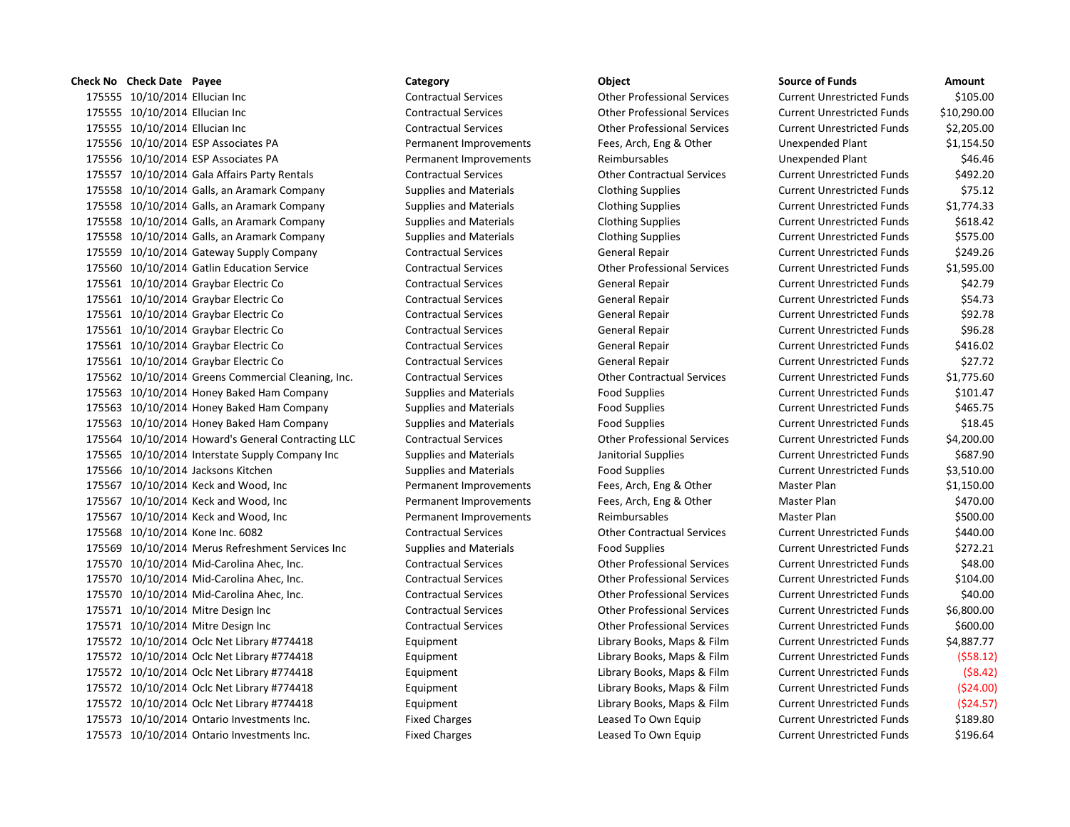| Check No | Check Date | Payee | Category | Object | Source of Funds | Amount |
|---|---|---|---|---|---|---|
| 175555 | 10/10/2014 | Ellucian Inc | Contractual Services | Other Professional Services | Current Unrestricted Funds | $105.00 |
| 175555 | 10/10/2014 | Ellucian Inc | Contractual Services | Other Professional Services | Current Unrestricted Funds | $10,290.00 |
| 175555 | 10/10/2014 | Ellucian Inc | Contractual Services | Other Professional Services | Current Unrestricted Funds | $2,205.00 |
| 175556 | 10/10/2014 | ESP Associates PA | Permanent Improvements | Fees, Arch, Eng & Other | Unexpended Plant | $1,154.50 |
| 175556 | 10/10/2014 | ESP Associates PA | Permanent Improvements | Reimbursables | Unexpended Plant | $46.46 |
| 175557 | 10/10/2014 | Gala Affairs Party Rentals | Contractual Services | Other Contractual Services | Current Unrestricted Funds | $492.20 |
| 175558 | 10/10/2014 | Galls, an Aramark Company | Supplies and Materials | Clothing Supplies | Current Unrestricted Funds | $75.12 |
| 175558 | 10/10/2014 | Galls, an Aramark Company | Supplies and Materials | Clothing Supplies | Current Unrestricted Funds | $1,774.33 |
| 175558 | 10/10/2014 | Galls, an Aramark Company | Supplies and Materials | Clothing Supplies | Current Unrestricted Funds | $618.42 |
| 175558 | 10/10/2014 | Galls, an Aramark Company | Supplies and Materials | Clothing Supplies | Current Unrestricted Funds | $575.00 |
| 175559 | 10/10/2014 | Gateway Supply Company | Contractual Services | General Repair | Current Unrestricted Funds | $249.26 |
| 175560 | 10/10/2014 | Gatlin Education Service | Contractual Services | Other Professional Services | Current Unrestricted Funds | $1,595.00 |
| 175561 | 10/10/2014 | Graybar Electric Co | Contractual Services | General Repair | Current Unrestricted Funds | $42.79 |
| 175561 | 10/10/2014 | Graybar Electric Co | Contractual Services | General Repair | Current Unrestricted Funds | $54.73 |
| 175561 | 10/10/2014 | Graybar Electric Co | Contractual Services | General Repair | Current Unrestricted Funds | $92.78 |
| 175561 | 10/10/2014 | Graybar Electric Co | Contractual Services | General Repair | Current Unrestricted Funds | $96.28 |
| 175561 | 10/10/2014 | Graybar Electric Co | Contractual Services | General Repair | Current Unrestricted Funds | $416.02 |
| 175561 | 10/10/2014 | Graybar Electric Co | Contractual Services | General Repair | Current Unrestricted Funds | $27.72 |
| 175562 | 10/10/2014 | Greens Commercial Cleaning, Inc. | Contractual Services | Other Contractual Services | Current Unrestricted Funds | $1,775.60 |
| 175563 | 10/10/2014 | Honey Baked Ham Company | Supplies and Materials | Food Supplies | Current Unrestricted Funds | $101.47 |
| 175563 | 10/10/2014 | Honey Baked Ham Company | Supplies and Materials | Food Supplies | Current Unrestricted Funds | $465.75 |
| 175563 | 10/10/2014 | Honey Baked Ham Company | Supplies and Materials | Food Supplies | Current Unrestricted Funds | $18.45 |
| 175564 | 10/10/2014 | Howard's General Contracting LLC | Contractual Services | Other Professional Services | Current Unrestricted Funds | $4,200.00 |
| 175565 | 10/10/2014 | Interstate Supply Company Inc | Supplies and Materials | Janitorial Supplies | Current Unrestricted Funds | $687.90 |
| 175566 | 10/10/2014 | Jacksons Kitchen | Supplies and Materials | Food Supplies | Current Unrestricted Funds | $3,510.00 |
| 175567 | 10/10/2014 | Keck and Wood, Inc | Permanent Improvements | Fees, Arch, Eng & Other | Master Plan | $1,150.00 |
| 175567 | 10/10/2014 | Keck and Wood, Inc | Permanent Improvements | Fees, Arch, Eng & Other | Master Plan | $470.00 |
| 175567 | 10/10/2014 | Keck and Wood, Inc | Permanent Improvements | Reimbursables | Master Plan | $500.00 |
| 175568 | 10/10/2014 | Kone Inc. 6082 | Contractual Services | Other Contractual Services | Current Unrestricted Funds | $440.00 |
| 175569 | 10/10/2014 | Merus Refreshment Services Inc | Supplies and Materials | Food Supplies | Current Unrestricted Funds | $272.21 |
| 175570 | 10/10/2014 | Mid-Carolina Ahec, Inc. | Contractual Services | Other Professional Services | Current Unrestricted Funds | $48.00 |
| 175570 | 10/10/2014 | Mid-Carolina Ahec, Inc. | Contractual Services | Other Professional Services | Current Unrestricted Funds | $104.00 |
| 175570 | 10/10/2014 | Mid-Carolina Ahec, Inc. | Contractual Services | Other Professional Services | Current Unrestricted Funds | $40.00 |
| 175571 | 10/10/2014 | Mitre Design Inc | Contractual Services | Other Professional Services | Current Unrestricted Funds | $6,800.00 |
| 175571 | 10/10/2014 | Mitre Design Inc | Contractual Services | Other Professional Services | Current Unrestricted Funds | $600.00 |
| 175572 | 10/10/2014 | Oclc Net Library #774418 | Equipment | Library Books, Maps & Film | Current Unrestricted Funds | $4,887.77 |
| 175572 | 10/10/2014 | Oclc Net Library #774418 | Equipment | Library Books, Maps & Film | Current Unrestricted Funds | ($58.12) |
| 175572 | 10/10/2014 | Oclc Net Library #774418 | Equipment | Library Books, Maps & Film | Current Unrestricted Funds | ($8.42) |
| 175572 | 10/10/2014 | Oclc Net Library #774418 | Equipment | Library Books, Maps & Film | Current Unrestricted Funds | ($24.00) |
| 175572 | 10/10/2014 | Oclc Net Library #774418 | Equipment | Library Books, Maps & Film | Current Unrestricted Funds | ($24.57) |
| 175573 | 10/10/2014 | Ontario Investments Inc. | Fixed Charges | Leased To Own Equip | Current Unrestricted Funds | $189.80 |
| 175573 | 10/10/2014 | Ontario Investments Inc. | Fixed Charges | Leased To Own Equip | Current Unrestricted Funds | $196.64 |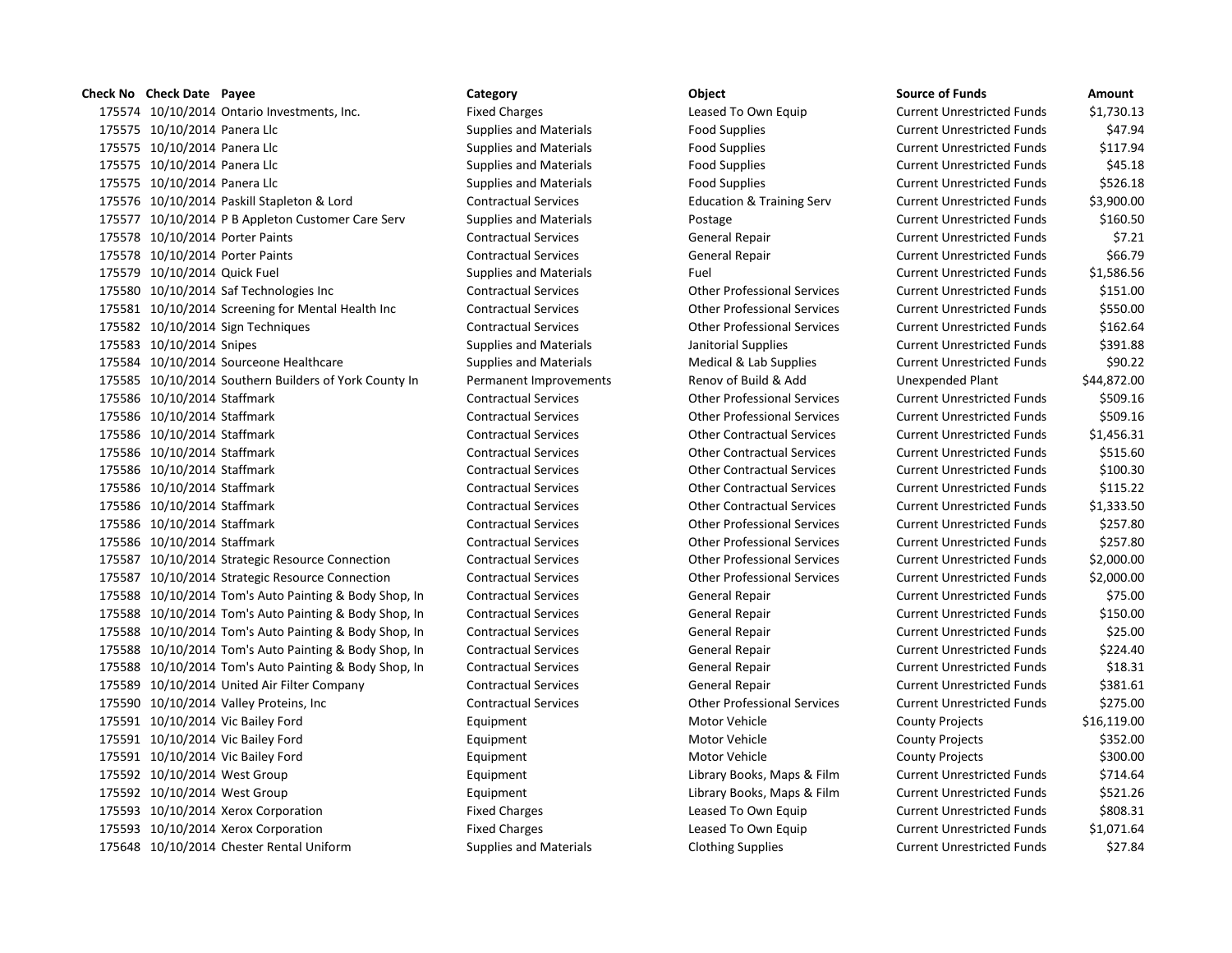| Check No | Check Date | Payee | Category | Object | Source of Funds | Amount |
|---|---|---|---|---|---|---|
| 175574 | 10/10/2014 | Ontario Investments, Inc. | Fixed Charges | Leased To Own Equip | Current Unrestricted Funds | $1,730.13 |
| 175575 | 10/10/2014 | Panera Llc | Supplies and Materials | Food Supplies | Current Unrestricted Funds | $47.94 |
| 175575 | 10/10/2014 | Panera Llc | Supplies and Materials | Food Supplies | Current Unrestricted Funds | $117.94 |
| 175575 | 10/10/2014 | Panera Llc | Supplies and Materials | Food Supplies | Current Unrestricted Funds | $45.18 |
| 175575 | 10/10/2014 | Panera Llc | Supplies and Materials | Food Supplies | Current Unrestricted Funds | $526.18 |
| 175576 | 10/10/2014 | Paskill Stapleton & Lord | Contractual Services | Education & Training Serv | Current Unrestricted Funds | $3,900.00 |
| 175577 | 10/10/2014 | P B Appleton Customer Care Serv | Supplies and Materials | Postage | Current Unrestricted Funds | $160.50 |
| 175578 | 10/10/2014 | Porter Paints | Contractual Services | General Repair | Current Unrestricted Funds | $7.21 |
| 175578 | 10/10/2014 | Porter Paints | Contractual Services | General Repair | Current Unrestricted Funds | $66.79 |
| 175579 | 10/10/2014 | Quick Fuel | Supplies and Materials | Fuel | Current Unrestricted Funds | $1,586.56 |
| 175580 | 10/10/2014 | Saf Technologies Inc | Contractual Services | Other Professional Services | Current Unrestricted Funds | $151.00 |
| 175581 | 10/10/2014 | Screening for Mental Health Inc | Contractual Services | Other Professional Services | Current Unrestricted Funds | $550.00 |
| 175582 | 10/10/2014 | Sign Techniques | Contractual Services | Other Professional Services | Current Unrestricted Funds | $162.64 |
| 175583 | 10/10/2014 | Snipes | Supplies and Materials | Janitorial Supplies | Current Unrestricted Funds | $391.88 |
| 175584 | 10/10/2014 | Sourceone Healthcare | Supplies and Materials | Medical & Lab Supplies | Current Unrestricted Funds | $90.22 |
| 175585 | 10/10/2014 | Southern Builders of York County In | Permanent Improvements | Renov of Build & Add | Unexpended Plant | $44,872.00 |
| 175586 | 10/10/2014 | Staffmark | Contractual Services | Other Professional Services | Current Unrestricted Funds | $509.16 |
| 175586 | 10/10/2014 | Staffmark | Contractual Services | Other Professional Services | Current Unrestricted Funds | $509.16 |
| 175586 | 10/10/2014 | Staffmark | Contractual Services | Other Contractual Services | Current Unrestricted Funds | $1,456.31 |
| 175586 | 10/10/2014 | Staffmark | Contractual Services | Other Contractual Services | Current Unrestricted Funds | $515.60 |
| 175586 | 10/10/2014 | Staffmark | Contractual Services | Other Contractual Services | Current Unrestricted Funds | $100.30 |
| 175586 | 10/10/2014 | Staffmark | Contractual Services | Other Contractual Services | Current Unrestricted Funds | $115.22 |
| 175586 | 10/10/2014 | Staffmark | Contractual Services | Other Contractual Services | Current Unrestricted Funds | $1,333.50 |
| 175586 | 10/10/2014 | Staffmark | Contractual Services | Other Professional Services | Current Unrestricted Funds | $257.80 |
| 175586 | 10/10/2014 | Staffmark | Contractual Services | Other Professional Services | Current Unrestricted Funds | $257.80 |
| 175587 | 10/10/2014 | Strategic Resource Connection | Contractual Services | Other Professional Services | Current Unrestricted Funds | $2,000.00 |
| 175587 | 10/10/2014 | Strategic Resource Connection | Contractual Services | Other Professional Services | Current Unrestricted Funds | $2,000.00 |
| 175588 | 10/10/2014 | Tom's Auto Painting & Body Shop, In | Contractual Services | General Repair | Current Unrestricted Funds | $75.00 |
| 175588 | 10/10/2014 | Tom's Auto Painting & Body Shop, In | Contractual Services | General Repair | Current Unrestricted Funds | $150.00 |
| 175588 | 10/10/2014 | Tom's Auto Painting & Body Shop, In | Contractual Services | General Repair | Current Unrestricted Funds | $25.00 |
| 175588 | 10/10/2014 | Tom's Auto Painting & Body Shop, In | Contractual Services | General Repair | Current Unrestricted Funds | $224.40 |
| 175588 | 10/10/2014 | Tom's Auto Painting & Body Shop, In | Contractual Services | General Repair | Current Unrestricted Funds | $18.31 |
| 175589 | 10/10/2014 | United Air Filter Company | Contractual Services | General Repair | Current Unrestricted Funds | $381.61 |
| 175590 | 10/10/2014 | Valley Proteins, Inc | Contractual Services | Other Professional Services | Current Unrestricted Funds | $275.00 |
| 175591 | 10/10/2014 | Vic Bailey Ford | Equipment | Motor Vehicle | County Projects | $16,119.00 |
| 175591 | 10/10/2014 | Vic Bailey Ford | Equipment | Motor Vehicle | County Projects | $352.00 |
| 175591 | 10/10/2014 | Vic Bailey Ford | Equipment | Motor Vehicle | County Projects | $300.00 |
| 175592 | 10/10/2014 | West Group | Equipment | Library Books, Maps & Film | Current Unrestricted Funds | $714.64 |
| 175592 | 10/10/2014 | West Group | Equipment | Library Books, Maps & Film | Current Unrestricted Funds | $521.26 |
| 175593 | 10/10/2014 | Xerox Corporation | Fixed Charges | Leased To Own Equip | Current Unrestricted Funds | $808.31 |
| 175593 | 10/10/2014 | Xerox Corporation | Fixed Charges | Leased To Own Equip | Current Unrestricted Funds | $1,071.64 |
| 175648 | 10/10/2014 | Chester Rental Uniform | Supplies and Materials | Clothing Supplies | Current Unrestricted Funds | $27.84 |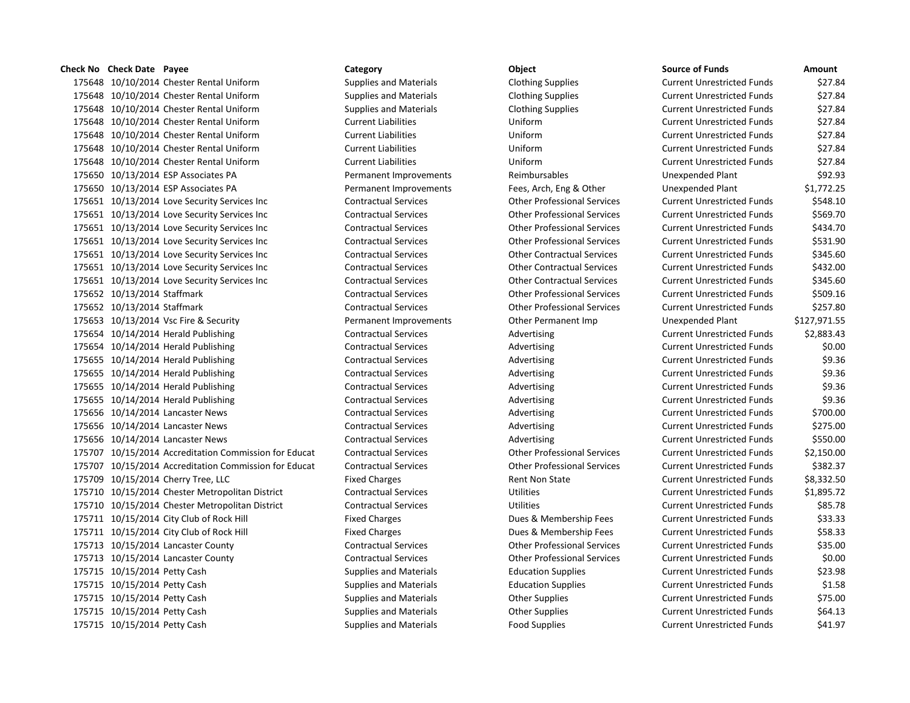| Check No | Check Date | Payee | Category | Object | Source of Funds | Amount |
|---|---|---|---|---|---|---|
| 175648 | 10/10/2014 | Chester Rental Uniform | Supplies and Materials | Clothing Supplies | Current Unrestricted Funds | $27.84 |
| 175648 | 10/10/2014 | Chester Rental Uniform | Supplies and Materials | Clothing Supplies | Current Unrestricted Funds | $27.84 |
| 175648 | 10/10/2014 | Chester Rental Uniform | Supplies and Materials | Clothing Supplies | Current Unrestricted Funds | $27.84 |
| 175648 | 10/10/2014 | Chester Rental Uniform | Current Liabilities | Uniform | Current Unrestricted Funds | $27.84 |
| 175648 | 10/10/2014 | Chester Rental Uniform | Current Liabilities | Uniform | Current Unrestricted Funds | $27.84 |
| 175648 | 10/10/2014 | Chester Rental Uniform | Current Liabilities | Uniform | Current Unrestricted Funds | $27.84 |
| 175648 | 10/10/2014 | Chester Rental Uniform | Current Liabilities | Uniform | Current Unrestricted Funds | $27.84 |
| 175650 | 10/13/2014 | ESP Associates PA | Permanent Improvements | Reimbursables | Unexpended Plant | $92.93 |
| 175650 | 10/13/2014 | ESP Associates PA | Permanent Improvements | Fees, Arch, Eng & Other | Unexpended Plant | $1,772.25 |
| 175651 | 10/13/2014 | Love Security Services Inc | Contractual Services | Other Professional Services | Current Unrestricted Funds | $548.10 |
| 175651 | 10/13/2014 | Love Security Services Inc | Contractual Services | Other Professional Services | Current Unrestricted Funds | $569.70 |
| 175651 | 10/13/2014 | Love Security Services Inc | Contractual Services | Other Professional Services | Current Unrestricted Funds | $434.70 |
| 175651 | 10/13/2014 | Love Security Services Inc | Contractual Services | Other Professional Services | Current Unrestricted Funds | $531.90 |
| 175651 | 10/13/2014 | Love Security Services Inc | Contractual Services | Other Contractual Services | Current Unrestricted Funds | $345.60 |
| 175651 | 10/13/2014 | Love Security Services Inc | Contractual Services | Other Contractual Services | Current Unrestricted Funds | $432.00 |
| 175651 | 10/13/2014 | Love Security Services Inc | Contractual Services | Other Contractual Services | Current Unrestricted Funds | $345.60 |
| 175652 | 10/13/2014 | Staffmark | Contractual Services | Other Professional Services | Current Unrestricted Funds | $509.16 |
| 175652 | 10/13/2014 | Staffmark | Contractual Services | Other Professional Services | Current Unrestricted Funds | $257.80 |
| 175653 | 10/13/2014 | Vsc Fire & Security | Permanent Improvements | Other Permanent Imp | Unexpended Plant | $127,971.55 |
| 175654 | 10/14/2014 | Herald Publishing | Contractual Services | Advertising | Current Unrestricted Funds | $2,883.43 |
| 175654 | 10/14/2014 | Herald Publishing | Contractual Services | Advertising | Current Unrestricted Funds | $0.00 |
| 175655 | 10/14/2014 | Herald Publishing | Contractual Services | Advertising | Current Unrestricted Funds | $9.36 |
| 175655 | 10/14/2014 | Herald Publishing | Contractual Services | Advertising | Current Unrestricted Funds | $9.36 |
| 175655 | 10/14/2014 | Herald Publishing | Contractual Services | Advertising | Current Unrestricted Funds | $9.36 |
| 175655 | 10/14/2014 | Herald Publishing | Contractual Services | Advertising | Current Unrestricted Funds | $9.36 |
| 175656 | 10/14/2014 | Lancaster News | Contractual Services | Advertising | Current Unrestricted Funds | $700.00 |
| 175656 | 10/14/2014 | Lancaster News | Contractual Services | Advertising | Current Unrestricted Funds | $275.00 |
| 175656 | 10/14/2014 | Lancaster News | Contractual Services | Advertising | Current Unrestricted Funds | $550.00 |
| 175707 | 10/15/2014 | Accreditation Commission for Educat | Contractual Services | Other Professional Services | Current Unrestricted Funds | $2,150.00 |
| 175707 | 10/15/2014 | Accreditation Commission for Educat | Contractual Services | Other Professional Services | Current Unrestricted Funds | $382.37 |
| 175709 | 10/15/2014 | Cherry Tree, LLC | Fixed Charges | Rent Non State | Current Unrestricted Funds | $8,332.50 |
| 175710 | 10/15/2014 | Chester Metropolitan District | Contractual Services | Utilities | Current Unrestricted Funds | $1,895.72 |
| 175710 | 10/15/2014 | Chester Metropolitan District | Contractual Services | Utilities | Current Unrestricted Funds | $85.78 |
| 175711 | 10/15/2014 | City Club of Rock Hill | Fixed Charges | Dues & Membership Fees | Current Unrestricted Funds | $33.33 |
| 175711 | 10/15/2014 | City Club of Rock Hill | Fixed Charges | Dues & Membership Fees | Current Unrestricted Funds | $58.33 |
| 175713 | 10/15/2014 | Lancaster County | Contractual Services | Other Professional Services | Current Unrestricted Funds | $35.00 |
| 175713 | 10/15/2014 | Lancaster County | Contractual Services | Other Professional Services | Current Unrestricted Funds | $0.00 |
| 175715 | 10/15/2014 | Petty Cash | Supplies and Materials | Education Supplies | Current Unrestricted Funds | $23.98 |
| 175715 | 10/15/2014 | Petty Cash | Supplies and Materials | Education Supplies | Current Unrestricted Funds | $1.58 |
| 175715 | 10/15/2014 | Petty Cash | Supplies and Materials | Other Supplies | Current Unrestricted Funds | $75.00 |
| 175715 | 10/15/2014 | Petty Cash | Supplies and Materials | Other Supplies | Current Unrestricted Funds | $64.13 |
| 175715 | 10/15/2014 | Petty Cash | Supplies and Materials | Food Supplies | Current Unrestricted Funds | $41.97 |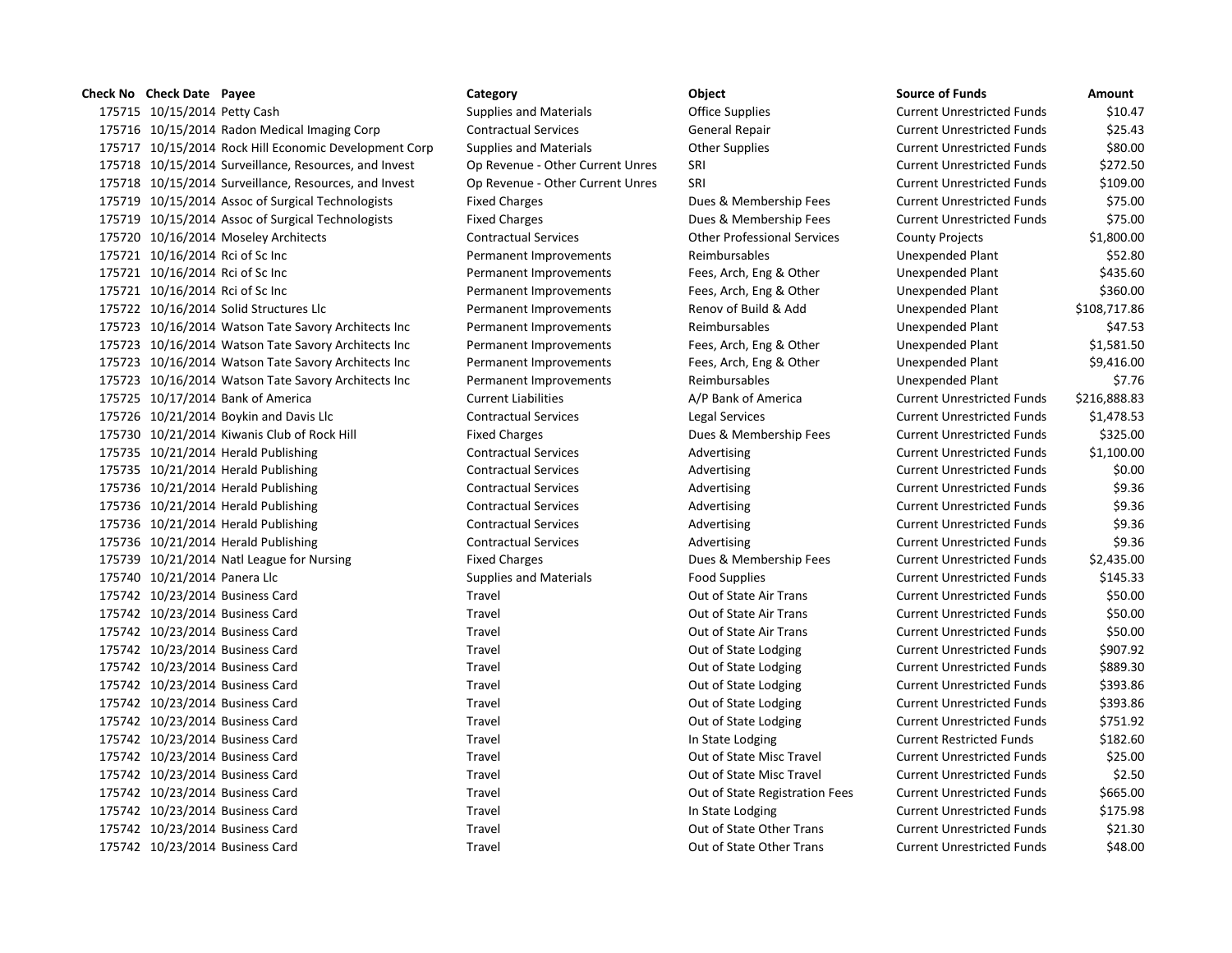| Check No | Check Date | Payee | Category | Object | Source of Funds | Amount |
|---|---|---|---|---|---|---|
| 175715 | 10/15/2014 | Petty Cash | Supplies and Materials | Office Supplies | Current Unrestricted Funds | $10.47 |
| 175716 | 10/15/2014 | Radon Medical Imaging Corp | Contractual Services | General Repair | Current Unrestricted Funds | $25.43 |
| 175717 | 10/15/2014 | Rock Hill Economic Development Corp | Supplies and Materials | Other Supplies | Current Unrestricted Funds | $80.00 |
| 175718 | 10/15/2014 | Surveillance, Resources, and Invest | Op Revenue - Other Current Unres | SRI | Current Unrestricted Funds | $272.50 |
| 175718 | 10/15/2014 | Surveillance, Resources, and Invest | Op Revenue - Other Current Unres | SRI | Current Unrestricted Funds | $109.00 |
| 175719 | 10/15/2014 | Assoc of Surgical Technologists | Fixed Charges | Dues & Membership Fees | Current Unrestricted Funds | $75.00 |
| 175719 | 10/15/2014 | Assoc of Surgical Technologists | Fixed Charges | Dues & Membership Fees | Current Unrestricted Funds | $75.00 |
| 175720 | 10/16/2014 | Moseley Architects | Contractual Services | Other Professional Services | County Projects | $1,800.00 |
| 175721 | 10/16/2014 | Rci of Sc Inc | Permanent Improvements | Reimbursables | Unexpended Plant | $52.80 |
| 175721 | 10/16/2014 | Rci of Sc Inc | Permanent Improvements | Fees, Arch, Eng & Other | Unexpended Plant | $435.60 |
| 175721 | 10/16/2014 | Rci of Sc Inc | Permanent Improvements | Fees, Arch, Eng & Other | Unexpended Plant | $360.00 |
| 175722 | 10/16/2014 | Solid Structures Llc | Permanent Improvements | Renov of Build & Add | Unexpended Plant | $108,717.86 |
| 175723 | 10/16/2014 | Watson Tate Savory Architects Inc | Permanent Improvements | Reimbursables | Unexpended Plant | $47.53 |
| 175723 | 10/16/2014 | Watson Tate Savory Architects Inc | Permanent Improvements | Fees, Arch, Eng & Other | Unexpended Plant | $1,581.50 |
| 175723 | 10/16/2014 | Watson Tate Savory Architects Inc | Permanent Improvements | Fees, Arch, Eng & Other | Unexpended Plant | $9,416.00 |
| 175723 | 10/16/2014 | Watson Tate Savory Architects Inc | Permanent Improvements | Reimbursables | Unexpended Plant | $7.76 |
| 175725 | 10/17/2014 | Bank of America | Current Liabilities | A/P Bank of America | Current Unrestricted Funds | $216,888.83 |
| 175726 | 10/21/2014 | Boykin and Davis Llc | Contractual Services | Legal Services | Current Unrestricted Funds | $1,478.53 |
| 175730 | 10/21/2014 | Kiwanis Club of Rock Hill | Fixed Charges | Dues & Membership Fees | Current Unrestricted Funds | $325.00 |
| 175735 | 10/21/2014 | Herald Publishing | Contractual Services | Advertising | Current Unrestricted Funds | $1,100.00 |
| 175735 | 10/21/2014 | Herald Publishing | Contractual Services | Advertising | Current Unrestricted Funds | $0.00 |
| 175736 | 10/21/2014 | Herald Publishing | Contractual Services | Advertising | Current Unrestricted Funds | $9.36 |
| 175736 | 10/21/2014 | Herald Publishing | Contractual Services | Advertising | Current Unrestricted Funds | $9.36 |
| 175736 | 10/21/2014 | Herald Publishing | Contractual Services | Advertising | Current Unrestricted Funds | $9.36 |
| 175736 | 10/21/2014 | Herald Publishing | Contractual Services | Advertising | Current Unrestricted Funds | $9.36 |
| 175739 | 10/21/2014 | Natl League for Nursing | Fixed Charges | Dues & Membership Fees | Current Unrestricted Funds | $2,435.00 |
| 175740 | 10/21/2014 | Panera Llc | Supplies and Materials | Food Supplies | Current Unrestricted Funds | $145.33 |
| 175742 | 10/23/2014 | Business Card | Travel | Out of State Air Trans | Current Unrestricted Funds | $50.00 |
| 175742 | 10/23/2014 | Business Card | Travel | Out of State Air Trans | Current Unrestricted Funds | $50.00 |
| 175742 | 10/23/2014 | Business Card | Travel | Out of State Air Trans | Current Unrestricted Funds | $50.00 |
| 175742 | 10/23/2014 | Business Card | Travel | Out of State Lodging | Current Unrestricted Funds | $907.92 |
| 175742 | 10/23/2014 | Business Card | Travel | Out of State Lodging | Current Unrestricted Funds | $889.30 |
| 175742 | 10/23/2014 | Business Card | Travel | Out of State Lodging | Current Unrestricted Funds | $393.86 |
| 175742 | 10/23/2014 | Business Card | Travel | Out of State Lodging | Current Unrestricted Funds | $393.86 |
| 175742 | 10/23/2014 | Business Card | Travel | Out of State Lodging | Current Unrestricted Funds | $751.92 |
| 175742 | 10/23/2014 | Business Card | Travel | In State Lodging | Current Restricted Funds | $182.60 |
| 175742 | 10/23/2014 | Business Card | Travel | Out of State Misc Travel | Current Unrestricted Funds | $25.00 |
| 175742 | 10/23/2014 | Business Card | Travel | Out of State Misc Travel | Current Unrestricted Funds | $2.50 |
| 175742 | 10/23/2014 | Business Card | Travel | Out of State Registration Fees | Current Unrestricted Funds | $665.00 |
| 175742 | 10/23/2014 | Business Card | Travel | In State Lodging | Current Unrestricted Funds | $175.98 |
| 175742 | 10/23/2014 | Business Card | Travel | Out of State Other Trans | Current Unrestricted Funds | $21.30 |
| 175742 | 10/23/2014 | Business Card | Travel | Out of State Other Trans | Current Unrestricted Funds | $48.00 |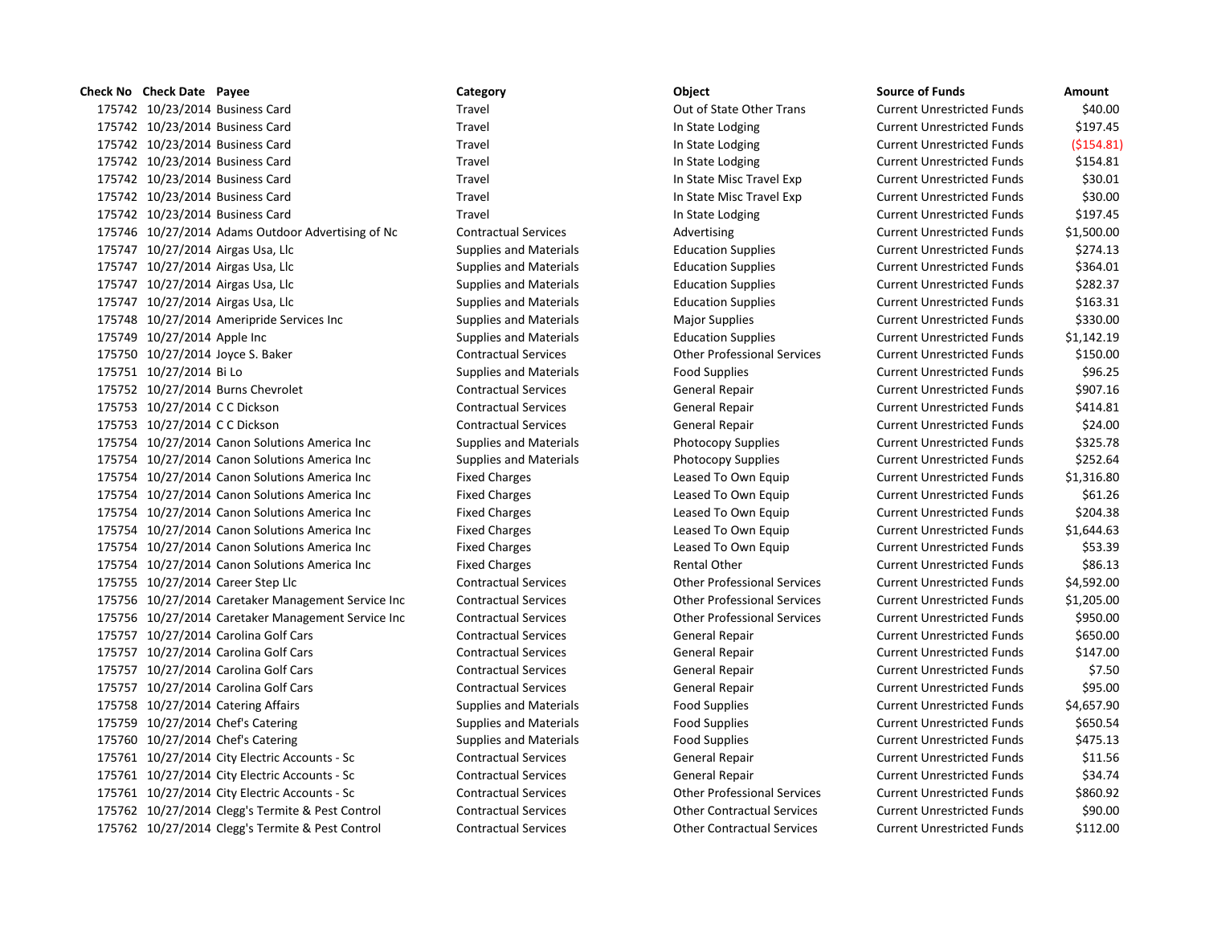| Check No | Check Date | Payee | Category | Object | Source of Funds | Amount |
|---|---|---|---|---|---|---|
| 175742 | 10/23/2014 | Business Card | Travel | Out of State Other Trans | Current Unrestricted Funds | $40.00 |
| 175742 | 10/23/2014 | Business Card | Travel | In State Lodging | Current Unrestricted Funds | $197.45 |
| 175742 | 10/23/2014 | Business Card | Travel | In State Lodging | Current Unrestricted Funds | ($154.81) |
| 175742 | 10/23/2014 | Business Card | Travel | In State Lodging | Current Unrestricted Funds | $154.81 |
| 175742 | 10/23/2014 | Business Card | Travel | In State Misc Travel Exp | Current Unrestricted Funds | $30.01 |
| 175742 | 10/23/2014 | Business Card | Travel | In State Misc Travel Exp | Current Unrestricted Funds | $30.00 |
| 175742 | 10/23/2014 | Business Card | Travel | In State Lodging | Current Unrestricted Funds | $197.45 |
| 175746 | 10/27/2014 | Adams Outdoor Advertising of Nc | Contractual Services | Advertising | Current Unrestricted Funds | $1,500.00 |
| 175747 | 10/27/2014 | Airgas Usa, Llc | Supplies and Materials | Education Supplies | Current Unrestricted Funds | $274.13 |
| 175747 | 10/27/2014 | Airgas Usa, Llc | Supplies and Materials | Education Supplies | Current Unrestricted Funds | $364.01 |
| 175747 | 10/27/2014 | Airgas Usa, Llc | Supplies and Materials | Education Supplies | Current Unrestricted Funds | $282.37 |
| 175747 | 10/27/2014 | Airgas Usa, Llc | Supplies and Materials | Education Supplies | Current Unrestricted Funds | $163.31 |
| 175748 | 10/27/2014 | Ameripride Services Inc | Supplies and Materials | Major Supplies | Current Unrestricted Funds | $330.00 |
| 175749 | 10/27/2014 | Apple Inc | Supplies and Materials | Education Supplies | Current Unrestricted Funds | $1,142.19 |
| 175750 | 10/27/2014 | Joyce S. Baker | Contractual Services | Other Professional Services | Current Unrestricted Funds | $150.00 |
| 175751 | 10/27/2014 | Bi Lo | Supplies and Materials | Food Supplies | Current Unrestricted Funds | $96.25 |
| 175752 | 10/27/2014 | Burns Chevrolet | Contractual Services | General Repair | Current Unrestricted Funds | $907.16 |
| 175753 | 10/27/2014 | C C Dickson | Contractual Services | General Repair | Current Unrestricted Funds | $414.81 |
| 175753 | 10/27/2014 | C C Dickson | Contractual Services | General Repair | Current Unrestricted Funds | $24.00 |
| 175754 | 10/27/2014 | Canon Solutions America Inc | Supplies and Materials | Photocopy Supplies | Current Unrestricted Funds | $325.78 |
| 175754 | 10/27/2014 | Canon Solutions America Inc | Supplies and Materials | Photocopy Supplies | Current Unrestricted Funds | $252.64 |
| 175754 | 10/27/2014 | Canon Solutions America Inc | Fixed Charges | Leased To Own Equip | Current Unrestricted Funds | $1,316.80 |
| 175754 | 10/27/2014 | Canon Solutions America Inc | Fixed Charges | Leased To Own Equip | Current Unrestricted Funds | $61.26 |
| 175754 | 10/27/2014 | Canon Solutions America Inc | Fixed Charges | Leased To Own Equip | Current Unrestricted Funds | $204.38 |
| 175754 | 10/27/2014 | Canon Solutions America Inc | Fixed Charges | Leased To Own Equip | Current Unrestricted Funds | $1,644.63 |
| 175754 | 10/27/2014 | Canon Solutions America Inc | Fixed Charges | Leased To Own Equip | Current Unrestricted Funds | $53.39 |
| 175754 | 10/27/2014 | Canon Solutions America Inc | Fixed Charges | Rental Other | Current Unrestricted Funds | $86.13 |
| 175755 | 10/27/2014 | Career Step Llc | Contractual Services | Other Professional Services | Current Unrestricted Funds | $4,592.00 |
| 175756 | 10/27/2014 | Caretaker Management Service Inc | Contractual Services | Other Professional Services | Current Unrestricted Funds | $1,205.00 |
| 175756 | 10/27/2014 | Caretaker Management Service Inc | Contractual Services | Other Professional Services | Current Unrestricted Funds | $950.00 |
| 175757 | 10/27/2014 | Carolina Golf Cars | Contractual Services | General Repair | Current Unrestricted Funds | $650.00 |
| 175757 | 10/27/2014 | Carolina Golf Cars | Contractual Services | General Repair | Current Unrestricted Funds | $147.00 |
| 175757 | 10/27/2014 | Carolina Golf Cars | Contractual Services | General Repair | Current Unrestricted Funds | $7.50 |
| 175757 | 10/27/2014 | Carolina Golf Cars | Contractual Services | General Repair | Current Unrestricted Funds | $95.00 |
| 175758 | 10/27/2014 | Catering Affairs | Supplies and Materials | Food Supplies | Current Unrestricted Funds | $4,657.90 |
| 175759 | 10/27/2014 | Chef's Catering | Supplies and Materials | Food Supplies | Current Unrestricted Funds | $650.54 |
| 175760 | 10/27/2014 | Chef's Catering | Supplies and Materials | Food Supplies | Current Unrestricted Funds | $475.13 |
| 175761 | 10/27/2014 | City Electric Accounts - Sc | Contractual Services | General Repair | Current Unrestricted Funds | $11.56 |
| 175761 | 10/27/2014 | City Electric Accounts - Sc | Contractual Services | General Repair | Current Unrestricted Funds | $34.74 |
| 175761 | 10/27/2014 | City Electric Accounts - Sc | Contractual Services | Other Professional Services | Current Unrestricted Funds | $860.92 |
| 175762 | 10/27/2014 | Clegg's Termite & Pest Control | Contractual Services | Other Contractual Services | Current Unrestricted Funds | $90.00 |
| 175762 | 10/27/2014 | Clegg's Termite & Pest Control | Contractual Services | Other Contractual Services | Current Unrestricted Funds | $112.00 |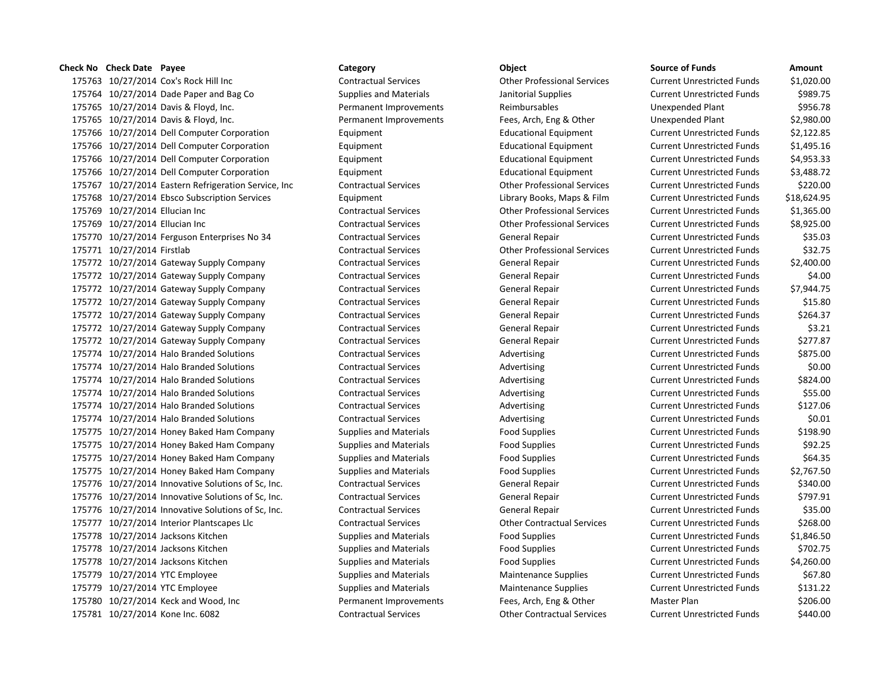| Check No | Check Date | Payee | Category | Object | Source of Funds | Amount |
| --- | --- | --- | --- | --- | --- | --- |
| 175763 | 10/27/2014 | Cox's Rock Hill Inc | Contractual Services | Other Professional Services | Current Unrestricted Funds | $1,020.00 |
| 175764 | 10/27/2014 | Dade Paper and Bag Co | Supplies and Materials | Janitorial Supplies | Current Unrestricted Funds | $989.75 |
| 175765 | 10/27/2014 | Davis & Floyd, Inc. | Permanent Improvements | Reimbursables | Unexpended Plant | $956.78 |
| 175765 | 10/27/2014 | Davis & Floyd, Inc. | Permanent Improvements | Fees, Arch, Eng & Other | Unexpended Plant | $2,980.00 |
| 175766 | 10/27/2014 | Dell Computer Corporation | Equipment | Educational Equipment | Current Unrestricted Funds | $2,122.85 |
| 175766 | 10/27/2014 | Dell Computer Corporation | Equipment | Educational Equipment | Current Unrestricted Funds | $1,495.16 |
| 175766 | 10/27/2014 | Dell Computer Corporation | Equipment | Educational Equipment | Current Unrestricted Funds | $4,953.33 |
| 175766 | 10/27/2014 | Dell Computer Corporation | Equipment | Educational Equipment | Current Unrestricted Funds | $3,488.72 |
| 175767 | 10/27/2014 | Eastern Refrigeration Service, Inc | Contractual Services | Other Professional Services | Current Unrestricted Funds | $220.00 |
| 175768 | 10/27/2014 | Ebsco Subscription Services | Equipment | Library Books, Maps & Film | Current Unrestricted Funds | $18,624.95 |
| 175769 | 10/27/2014 | Ellucian Inc | Contractual Services | Other Professional Services | Current Unrestricted Funds | $1,365.00 |
| 175769 | 10/27/2014 | Ellucian Inc | Contractual Services | Other Professional Services | Current Unrestricted Funds | $8,925.00 |
| 175770 | 10/27/2014 | Ferguson Enterprises No 34 | Contractual Services | General Repair | Current Unrestricted Funds | $35.03 |
| 175771 | 10/27/2014 | Firstlab | Contractual Services | Other Professional Services | Current Unrestricted Funds | $32.75 |
| 175772 | 10/27/2014 | Gateway Supply Company | Contractual Services | General Repair | Current Unrestricted Funds | $2,400.00 |
| 175772 | 10/27/2014 | Gateway Supply Company | Contractual Services | General Repair | Current Unrestricted Funds | $4.00 |
| 175772 | 10/27/2014 | Gateway Supply Company | Contractual Services | General Repair | Current Unrestricted Funds | $7,944.75 |
| 175772 | 10/27/2014 | Gateway Supply Company | Contractual Services | General Repair | Current Unrestricted Funds | $15.80 |
| 175772 | 10/27/2014 | Gateway Supply Company | Contractual Services | General Repair | Current Unrestricted Funds | $264.37 |
| 175772 | 10/27/2014 | Gateway Supply Company | Contractual Services | General Repair | Current Unrestricted Funds | $3.21 |
| 175772 | 10/27/2014 | Gateway Supply Company | Contractual Services | General Repair | Current Unrestricted Funds | $277.87 |
| 175774 | 10/27/2014 | Halo Branded Solutions | Contractual Services | Advertising | Current Unrestricted Funds | $875.00 |
| 175774 | 10/27/2014 | Halo Branded Solutions | Contractual Services | Advertising | Current Unrestricted Funds | $0.00 |
| 175774 | 10/27/2014 | Halo Branded Solutions | Contractual Services | Advertising | Current Unrestricted Funds | $824.00 |
| 175774 | 10/27/2014 | Halo Branded Solutions | Contractual Services | Advertising | Current Unrestricted Funds | $55.00 |
| 175774 | 10/27/2014 | Halo Branded Solutions | Contractual Services | Advertising | Current Unrestricted Funds | $127.06 |
| 175774 | 10/27/2014 | Halo Branded Solutions | Contractual Services | Advertising | Current Unrestricted Funds | $0.01 |
| 175775 | 10/27/2014 | Honey Baked Ham Company | Supplies and Materials | Food Supplies | Current Unrestricted Funds | $198.90 |
| 175775 | 10/27/2014 | Honey Baked Ham Company | Supplies and Materials | Food Supplies | Current Unrestricted Funds | $92.25 |
| 175775 | 10/27/2014 | Honey Baked Ham Company | Supplies and Materials | Food Supplies | Current Unrestricted Funds | $64.35 |
| 175775 | 10/27/2014 | Honey Baked Ham Company | Supplies and Materials | Food Supplies | Current Unrestricted Funds | $2,767.50 |
| 175776 | 10/27/2014 | Innovative Solutions of Sc, Inc. | Contractual Services | General Repair | Current Unrestricted Funds | $340.00 |
| 175776 | 10/27/2014 | Innovative Solutions of Sc, Inc. | Contractual Services | General Repair | Current Unrestricted Funds | $797.91 |
| 175776 | 10/27/2014 | Innovative Solutions of Sc, Inc. | Contractual Services | General Repair | Current Unrestricted Funds | $35.00 |
| 175777 | 10/27/2014 | Interior Plantscapes Llc | Contractual Services | Other Contractual Services | Current Unrestricted Funds | $268.00 |
| 175778 | 10/27/2014 | Jacksons Kitchen | Supplies and Materials | Food Supplies | Current Unrestricted Funds | $1,846.50 |
| 175778 | 10/27/2014 | Jacksons Kitchen | Supplies and Materials | Food Supplies | Current Unrestricted Funds | $702.75 |
| 175778 | 10/27/2014 | Jacksons Kitchen | Supplies and Materials | Food Supplies | Current Unrestricted Funds | $4,260.00 |
| 175779 | 10/27/2014 | YTC Employee | Supplies and Materials | Maintenance Supplies | Current Unrestricted Funds | $67.80 |
| 175779 | 10/27/2014 | YTC Employee | Supplies and Materials | Maintenance Supplies | Current Unrestricted Funds | $131.22 |
| 175780 | 10/27/2014 | Keck and Wood, Inc | Permanent Improvements | Fees, Arch, Eng & Other | Master Plan | $206.00 |
| 175781 | 10/27/2014 | Kone Inc. 6082 | Contractual Services | Other Contractual Services | Current Unrestricted Funds | $440.00 |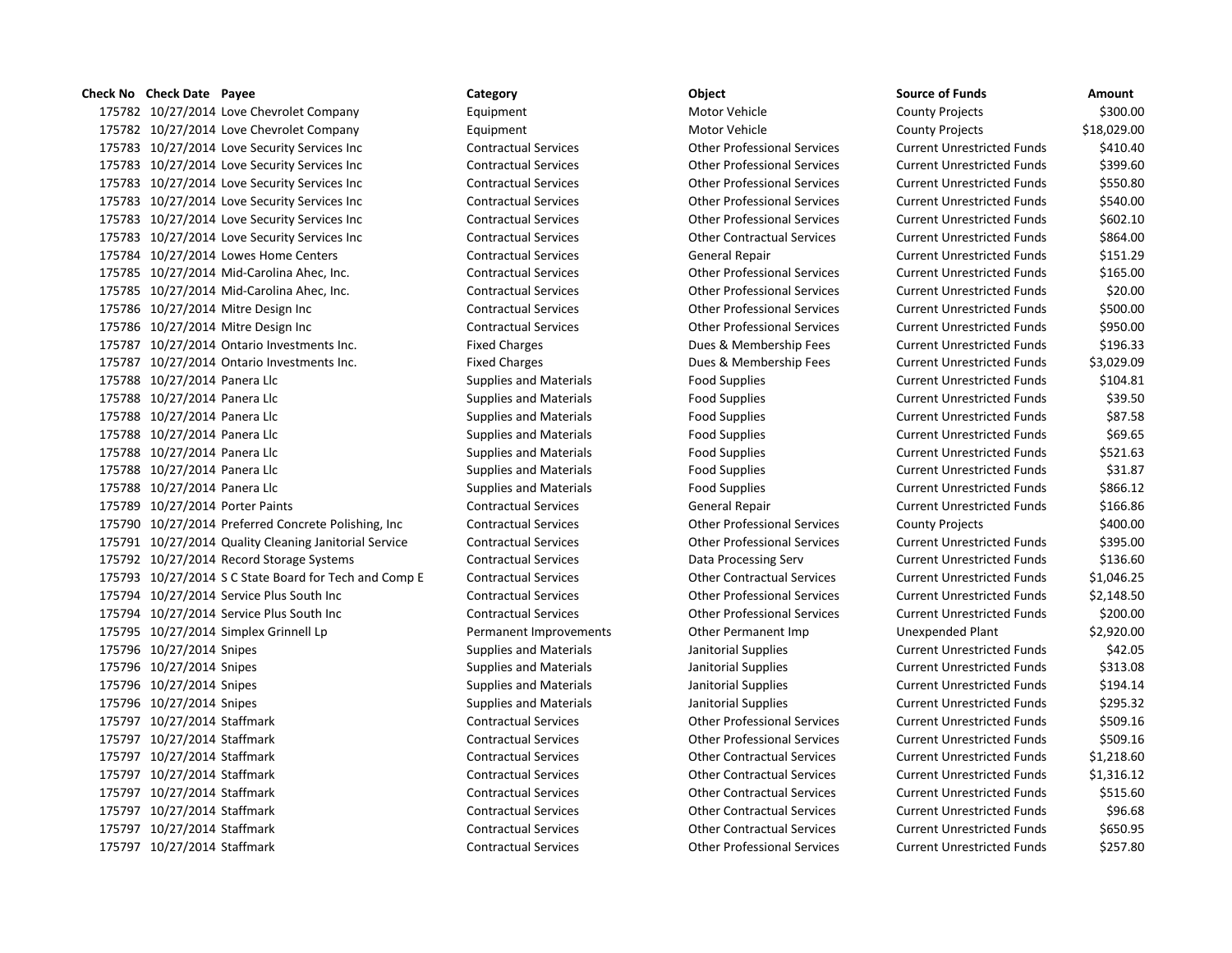| Check No | Check Date | Payee | Category | Object | Source of Funds | Amount |
|---|---|---|---|---|---|---|
| 175782 | 10/27/2014 | Love Chevrolet Company | Equipment | Motor Vehicle | County Projects | $300.00 |
| 175782 | 10/27/2014 | Love Chevrolet Company | Equipment | Motor Vehicle | County Projects | $18,029.00 |
| 175783 | 10/27/2014 | Love Security Services Inc | Contractual Services | Other Professional Services | Current Unrestricted Funds | $410.40 |
| 175783 | 10/27/2014 | Love Security Services Inc | Contractual Services | Other Professional Services | Current Unrestricted Funds | $399.60 |
| 175783 | 10/27/2014 | Love Security Services Inc | Contractual Services | Other Professional Services | Current Unrestricted Funds | $550.80 |
| 175783 | 10/27/2014 | Love Security Services Inc | Contractual Services | Other Professional Services | Current Unrestricted Funds | $540.00 |
| 175783 | 10/27/2014 | Love Security Services Inc | Contractual Services | Other Professional Services | Current Unrestricted Funds | $602.10 |
| 175783 | 10/27/2014 | Love Security Services Inc | Contractual Services | Other Contractual Services | Current Unrestricted Funds | $864.00 |
| 175784 | 10/27/2014 | Lowes Home Centers | Contractual Services | General Repair | Current Unrestricted Funds | $151.29 |
| 175785 | 10/27/2014 | Mid-Carolina Ahec, Inc. | Contractual Services | Other Professional Services | Current Unrestricted Funds | $165.00 |
| 175785 | 10/27/2014 | Mid-Carolina Ahec, Inc. | Contractual Services | Other Professional Services | Current Unrestricted Funds | $20.00 |
| 175786 | 10/27/2014 | Mitre Design Inc | Contractual Services | Other Professional Services | Current Unrestricted Funds | $500.00 |
| 175786 | 10/27/2014 | Mitre Design Inc | Contractual Services | Other Professional Services | Current Unrestricted Funds | $950.00 |
| 175787 | 10/27/2014 | Ontario Investments Inc. | Fixed Charges | Dues & Membership Fees | Current Unrestricted Funds | $196.33 |
| 175787 | 10/27/2014 | Ontario Investments Inc. | Fixed Charges | Dues & Membership Fees | Current Unrestricted Funds | $3,029.09 |
| 175788 | 10/27/2014 | Panera Llc | Supplies and Materials | Food Supplies | Current Unrestricted Funds | $104.81 |
| 175788 | 10/27/2014 | Panera Llc | Supplies and Materials | Food Supplies | Current Unrestricted Funds | $39.50 |
| 175788 | 10/27/2014 | Panera Llc | Supplies and Materials | Food Supplies | Current Unrestricted Funds | $87.58 |
| 175788 | 10/27/2014 | Panera Llc | Supplies and Materials | Food Supplies | Current Unrestricted Funds | $69.65 |
| 175788 | 10/27/2014 | Panera Llc | Supplies and Materials | Food Supplies | Current Unrestricted Funds | $521.63 |
| 175788 | 10/27/2014 | Panera Llc | Supplies and Materials | Food Supplies | Current Unrestricted Funds | $31.87 |
| 175788 | 10/27/2014 | Panera Llc | Supplies and Materials | Food Supplies | Current Unrestricted Funds | $866.12 |
| 175789 | 10/27/2014 | Porter Paints | Contractual Services | General Repair | Current Unrestricted Funds | $166.86 |
| 175790 | 10/27/2014 | Preferred Concrete Polishing, Inc | Contractual Services | Other Professional Services | County Projects | $400.00 |
| 175791 | 10/27/2014 | Quality Cleaning Janitorial Service | Contractual Services | Other Professional Services | Current Unrestricted Funds | $395.00 |
| 175792 | 10/27/2014 | Record Storage Systems | Contractual Services | Data Processing Serv | Current Unrestricted Funds | $136.60 |
| 175793 | 10/27/2014 | S C State Board for Tech and Comp E | Contractual Services | Other Contractual Services | Current Unrestricted Funds | $1,046.25 |
| 175794 | 10/27/2014 | Service Plus South Inc | Contractual Services | Other Professional Services | Current Unrestricted Funds | $2,148.50 |
| 175794 | 10/27/2014 | Service Plus South Inc | Contractual Services | Other Professional Services | Current Unrestricted Funds | $200.00 |
| 175795 | 10/27/2014 | Simplex Grinnell Lp | Permanent Improvements | Other Permanent Imp | Unexpended Plant | $2,920.00 |
| 175796 | 10/27/2014 | Snipes | Supplies and Materials | Janitorial Supplies | Current Unrestricted Funds | $42.05 |
| 175796 | 10/27/2014 | Snipes | Supplies and Materials | Janitorial Supplies | Current Unrestricted Funds | $313.08 |
| 175796 | 10/27/2014 | Snipes | Supplies and Materials | Janitorial Supplies | Current Unrestricted Funds | $194.14 |
| 175796 | 10/27/2014 | Snipes | Supplies and Materials | Janitorial Supplies | Current Unrestricted Funds | $295.32 |
| 175797 | 10/27/2014 | Staffmark | Contractual Services | Other Professional Services | Current Unrestricted Funds | $509.16 |
| 175797 | 10/27/2014 | Staffmark | Contractual Services | Other Professional Services | Current Unrestricted Funds | $509.16 |
| 175797 | 10/27/2014 | Staffmark | Contractual Services | Other Contractual Services | Current Unrestricted Funds | $1,218.60 |
| 175797 | 10/27/2014 | Staffmark | Contractual Services | Other Contractual Services | Current Unrestricted Funds | $1,316.12 |
| 175797 | 10/27/2014 | Staffmark | Contractual Services | Other Contractual Services | Current Unrestricted Funds | $515.60 |
| 175797 | 10/27/2014 | Staffmark | Contractual Services | Other Contractual Services | Current Unrestricted Funds | $96.68 |
| 175797 | 10/27/2014 | Staffmark | Contractual Services | Other Contractual Services | Current Unrestricted Funds | $650.95 |
| 175797 | 10/27/2014 | Staffmark | Contractual Services | Other Professional Services | Current Unrestricted Funds | $257.80 |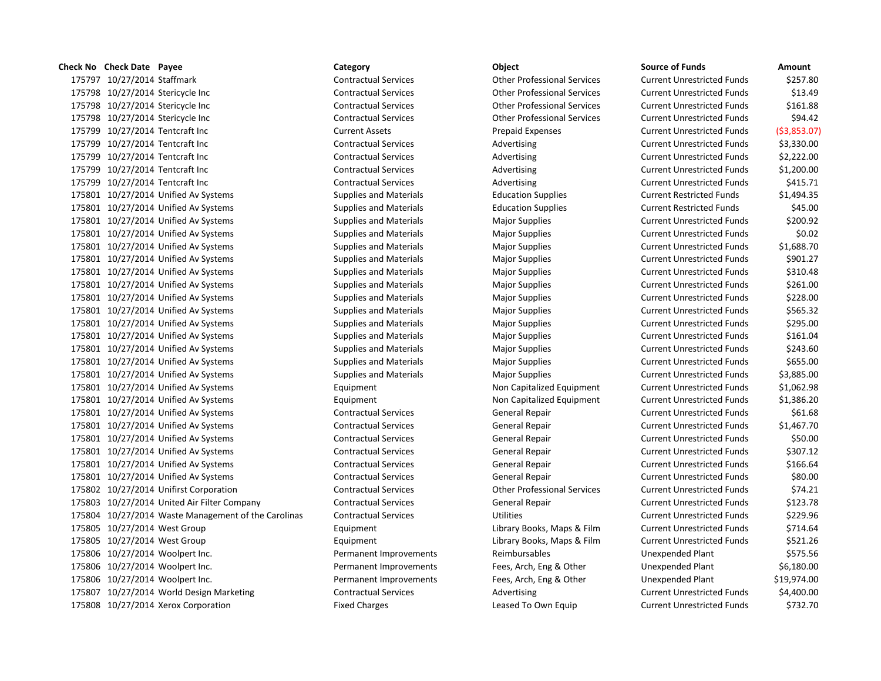| Check No | Check Date | Payee | Category | Object | Source of Funds | Amount |
|---|---|---|---|---|---|---|
| 175797 | 10/27/2014 | Staffmark | Contractual Services | Other Professional Services | Current Unrestricted Funds | $257.80 |
| 175798 | 10/27/2014 | Stericycle Inc | Contractual Services | Other Professional Services | Current Unrestricted Funds | $13.49 |
| 175798 | 10/27/2014 | Stericycle Inc | Contractual Services | Other Professional Services | Current Unrestricted Funds | $161.88 |
| 175798 | 10/27/2014 | Stericycle Inc | Contractual Services | Other Professional Services | Current Unrestricted Funds | $94.42 |
| 175799 | 10/27/2014 | Tentcraft Inc | Current Assets | Prepaid Expenses | Current Unrestricted Funds | ($3,853.07) |
| 175799 | 10/27/2014 | Tentcraft Inc | Contractual Services | Advertising | Current Unrestricted Funds | $3,330.00 |
| 175799 | 10/27/2014 | Tentcraft Inc | Contractual Services | Advertising | Current Unrestricted Funds | $2,222.00 |
| 175799 | 10/27/2014 | Tentcraft Inc | Contractual Services | Advertising | Current Unrestricted Funds | $1,200.00 |
| 175799 | 10/27/2014 | Tentcraft Inc | Contractual Services | Advertising | Current Unrestricted Funds | $415.71 |
| 175801 | 10/27/2014 | Unified Av Systems | Supplies and Materials | Education Supplies | Current Restricted Funds | $1,494.35 |
| 175801 | 10/27/2014 | Unified Av Systems | Supplies and Materials | Education Supplies | Current Restricted Funds | $45.00 |
| 175801 | 10/27/2014 | Unified Av Systems | Supplies and Materials | Major Supplies | Current Unrestricted Funds | $200.92 |
| 175801 | 10/27/2014 | Unified Av Systems | Supplies and Materials | Major Supplies | Current Unrestricted Funds | $0.02 |
| 175801 | 10/27/2014 | Unified Av Systems | Supplies and Materials | Major Supplies | Current Unrestricted Funds | $1,688.70 |
| 175801 | 10/27/2014 | Unified Av Systems | Supplies and Materials | Major Supplies | Current Unrestricted Funds | $901.27 |
| 175801 | 10/27/2014 | Unified Av Systems | Supplies and Materials | Major Supplies | Current Unrestricted Funds | $310.48 |
| 175801 | 10/27/2014 | Unified Av Systems | Supplies and Materials | Major Supplies | Current Unrestricted Funds | $261.00 |
| 175801 | 10/27/2014 | Unified Av Systems | Supplies and Materials | Major Supplies | Current Unrestricted Funds | $228.00 |
| 175801 | 10/27/2014 | Unified Av Systems | Supplies and Materials | Major Supplies | Current Unrestricted Funds | $565.32 |
| 175801 | 10/27/2014 | Unified Av Systems | Supplies and Materials | Major Supplies | Current Unrestricted Funds | $295.00 |
| 175801 | 10/27/2014 | Unified Av Systems | Supplies and Materials | Major Supplies | Current Unrestricted Funds | $161.04 |
| 175801 | 10/27/2014 | Unified Av Systems | Supplies and Materials | Major Supplies | Current Unrestricted Funds | $243.60 |
| 175801 | 10/27/2014 | Unified Av Systems | Supplies and Materials | Major Supplies | Current Unrestricted Funds | $655.00 |
| 175801 | 10/27/2014 | Unified Av Systems | Supplies and Materials | Major Supplies | Current Unrestricted Funds | $3,885.00 |
| 175801 | 10/27/2014 | Unified Av Systems | Equipment | Non Capitalized Equipment | Current Unrestricted Funds | $1,062.98 |
| 175801 | 10/27/2014 | Unified Av Systems | Equipment | Non Capitalized Equipment | Current Unrestricted Funds | $1,386.20 |
| 175801 | 10/27/2014 | Unified Av Systems | Contractual Services | General Repair | Current Unrestricted Funds | $61.68 |
| 175801 | 10/27/2014 | Unified Av Systems | Contractual Services | General Repair | Current Unrestricted Funds | $1,467.70 |
| 175801 | 10/27/2014 | Unified Av Systems | Contractual Services | General Repair | Current Unrestricted Funds | $50.00 |
| 175801 | 10/27/2014 | Unified Av Systems | Contractual Services | General Repair | Current Unrestricted Funds | $307.12 |
| 175801 | 10/27/2014 | Unified Av Systems | Contractual Services | General Repair | Current Unrestricted Funds | $166.64 |
| 175801 | 10/27/2014 | Unified Av Systems | Contractual Services | General Repair | Current Unrestricted Funds | $80.00 |
| 175802 | 10/27/2014 | Unifirst Corporation | Contractual Services | Other Professional Services | Current Unrestricted Funds | $74.21 |
| 175803 | 10/27/2014 | United Air Filter Company | Contractual Services | General Repair | Current Unrestricted Funds | $123.78 |
| 175804 | 10/27/2014 | Waste Management of the Carolinas | Contractual Services | Utilities | Current Unrestricted Funds | $229.96 |
| 175805 | 10/27/2014 | West Group | Equipment | Library Books, Maps & Film | Current Unrestricted Funds | $714.64 |
| 175805 | 10/27/2014 | West Group | Equipment | Library Books, Maps & Film | Current Unrestricted Funds | $521.26 |
| 175806 | 10/27/2014 | Woolpert Inc. | Permanent Improvements | Reimbursables | Unexpended Plant | $575.56 |
| 175806 | 10/27/2014 | Woolpert Inc. | Permanent Improvements | Fees, Arch, Eng & Other | Unexpended Plant | $6,180.00 |
| 175806 | 10/27/2014 | Woolpert Inc. | Permanent Improvements | Fees, Arch, Eng & Other | Unexpended Plant | $19,974.00 |
| 175807 | 10/27/2014 | World Design Marketing | Contractual Services | Advertising | Current Unrestricted Funds | $4,400.00 |
| 175808 | 10/27/2014 | Xerox Corporation | Fixed Charges | Leased To Own Equip | Current Unrestricted Funds | $732.70 |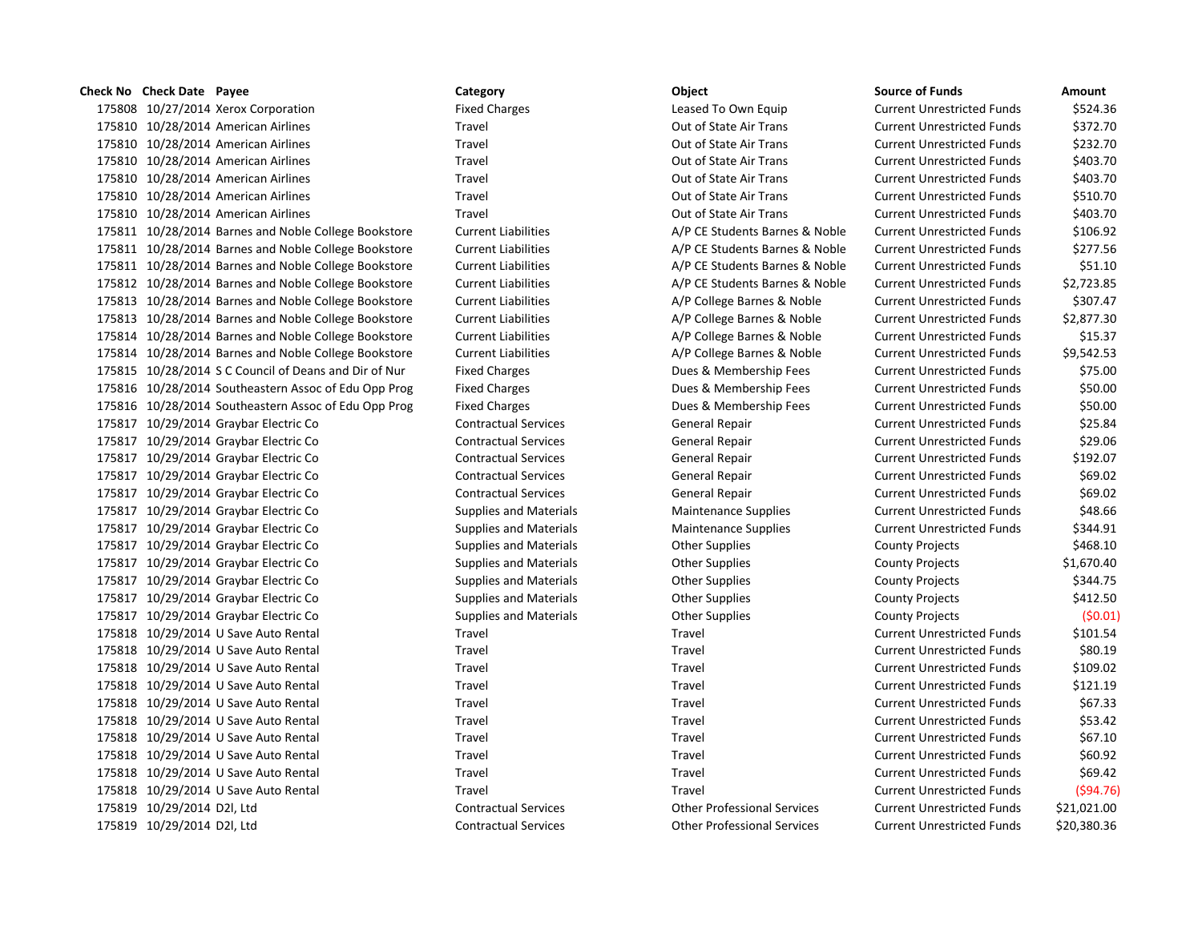| Check No | Check Date | Payee | Category | Object | Source of Funds | Amount |
|---|---|---|---|---|---|---|
| 175808 | 10/27/2014 | Xerox Corporation | Fixed Charges | Leased To Own Equip | Current Unrestricted Funds | $524.36 |
| 175810 | 10/28/2014 | American Airlines | Travel | Out of State Air Trans | Current Unrestricted Funds | $372.70 |
| 175810 | 10/28/2014 | American Airlines | Travel | Out of State Air Trans | Current Unrestricted Funds | $232.70 |
| 175810 | 10/28/2014 | American Airlines | Travel | Out of State Air Trans | Current Unrestricted Funds | $403.70 |
| 175810 | 10/28/2014 | American Airlines | Travel | Out of State Air Trans | Current Unrestricted Funds | $403.70 |
| 175810 | 10/28/2014 | American Airlines | Travel | Out of State Air Trans | Current Unrestricted Funds | $510.70 |
| 175810 | 10/28/2014 | American Airlines | Travel | Out of State Air Trans | Current Unrestricted Funds | $403.70 |
| 175811 | 10/28/2014 | Barnes and Noble College Bookstore | Current Liabilities | A/P CE Students Barnes & Noble | Current Unrestricted Funds | $106.92 |
| 175811 | 10/28/2014 | Barnes and Noble College Bookstore | Current Liabilities | A/P CE Students Barnes & Noble | Current Unrestricted Funds | $277.56 |
| 175811 | 10/28/2014 | Barnes and Noble College Bookstore | Current Liabilities | A/P CE Students Barnes & Noble | Current Unrestricted Funds | $51.10 |
| 175812 | 10/28/2014 | Barnes and Noble College Bookstore | Current Liabilities | A/P CE Students Barnes & Noble | Current Unrestricted Funds | $2,723.85 |
| 175813 | 10/28/2014 | Barnes and Noble College Bookstore | Current Liabilities | A/P College Barnes & Noble | Current Unrestricted Funds | $307.47 |
| 175813 | 10/28/2014 | Barnes and Noble College Bookstore | Current Liabilities | A/P College Barnes & Noble | Current Unrestricted Funds | $2,877.30 |
| 175814 | 10/28/2014 | Barnes and Noble College Bookstore | Current Liabilities | A/P College Barnes & Noble | Current Unrestricted Funds | $15.37 |
| 175814 | 10/28/2014 | Barnes and Noble College Bookstore | Current Liabilities | A/P College Barnes & Noble | Current Unrestricted Funds | $9,542.53 |
| 175815 | 10/28/2014 | S C Council of Deans and Dir of Nur | Fixed Charges | Dues & Membership Fees | Current Unrestricted Funds | $75.00 |
| 175816 | 10/28/2014 | Southeastern Assoc of Edu Opp Prog | Fixed Charges | Dues & Membership Fees | Current Unrestricted Funds | $50.00 |
| 175816 | 10/28/2014 | Southeastern Assoc of Edu Opp Prog | Fixed Charges | Dues & Membership Fees | Current Unrestricted Funds | $50.00 |
| 175817 | 10/29/2014 | Graybar Electric Co | Contractual Services | General Repair | Current Unrestricted Funds | $25.84 |
| 175817 | 10/29/2014 | Graybar Electric Co | Contractual Services | General Repair | Current Unrestricted Funds | $29.06 |
| 175817 | 10/29/2014 | Graybar Electric Co | Contractual Services | General Repair | Current Unrestricted Funds | $192.07 |
| 175817 | 10/29/2014 | Graybar Electric Co | Contractual Services | General Repair | Current Unrestricted Funds | $69.02 |
| 175817 | 10/29/2014 | Graybar Electric Co | Contractual Services | General Repair | Current Unrestricted Funds | $69.02 |
| 175817 | 10/29/2014 | Graybar Electric Co | Supplies and Materials | Maintenance Supplies | Current Unrestricted Funds | $48.66 |
| 175817 | 10/29/2014 | Graybar Electric Co | Supplies and Materials | Maintenance Supplies | Current Unrestricted Funds | $344.91 |
| 175817 | 10/29/2014 | Graybar Electric Co | Supplies and Materials | Other Supplies | County Projects | $468.10 |
| 175817 | 10/29/2014 | Graybar Electric Co | Supplies and Materials | Other Supplies | County Projects | $1,670.40 |
| 175817 | 10/29/2014 | Graybar Electric Co | Supplies and Materials | Other Supplies | County Projects | $344.75 |
| 175817 | 10/29/2014 | Graybar Electric Co | Supplies and Materials | Other Supplies | County Projects | $412.50 |
| 175817 | 10/29/2014 | Graybar Electric Co | Supplies and Materials | Other Supplies | County Projects | ($0.01) |
| 175818 | 10/29/2014 | U Save Auto Rental | Travel | Travel | Current Unrestricted Funds | $101.54 |
| 175818 | 10/29/2014 | U Save Auto Rental | Travel | Travel | Current Unrestricted Funds | $80.19 |
| 175818 | 10/29/2014 | U Save Auto Rental | Travel | Travel | Current Unrestricted Funds | $109.02 |
| 175818 | 10/29/2014 | U Save Auto Rental | Travel | Travel | Current Unrestricted Funds | $121.19 |
| 175818 | 10/29/2014 | U Save Auto Rental | Travel | Travel | Current Unrestricted Funds | $67.33 |
| 175818 | 10/29/2014 | U Save Auto Rental | Travel | Travel | Current Unrestricted Funds | $53.42 |
| 175818 | 10/29/2014 | U Save Auto Rental | Travel | Travel | Current Unrestricted Funds | $67.10 |
| 175818 | 10/29/2014 | U Save Auto Rental | Travel | Travel | Current Unrestricted Funds | $60.92 |
| 175818 | 10/29/2014 | U Save Auto Rental | Travel | Travel | Current Unrestricted Funds | $69.42 |
| 175818 | 10/29/2014 | U Save Auto Rental | Travel | Travel | Current Unrestricted Funds | ($94.76) |
| 175819 | 10/29/2014 | D2l, Ltd | Contractual Services | Other Professional Services | Current Unrestricted Funds | $21,021.00 |
| 175819 | 10/29/2014 | D2l, Ltd | Contractual Services | Other Professional Services | Current Unrestricted Funds | $20,380.36 |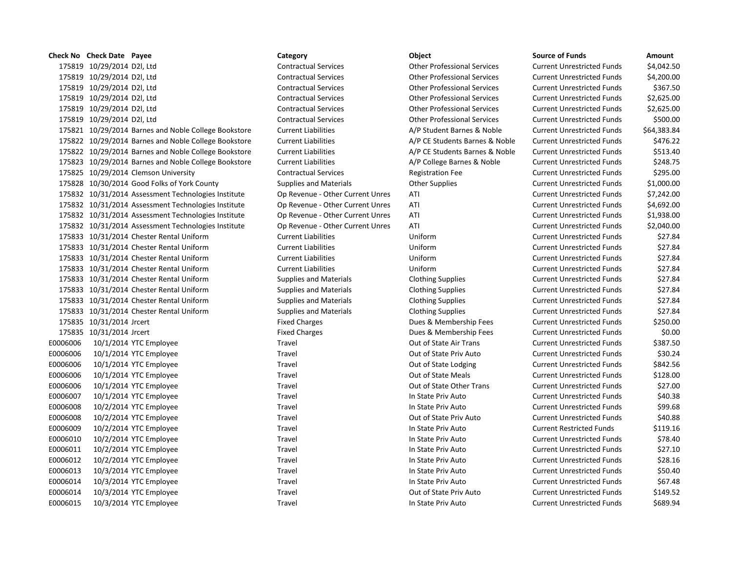| Check No | Check Date | Payee | Category | Object | Source of Funds | Amount |
|---|---|---|---|---|---|---|
| 175819 | 10/29/2014 | D2l, Ltd | Contractual Services | Other Professional Services | Current Unrestricted Funds | $4,042.50 |
| 175819 | 10/29/2014 | D2l, Ltd | Contractual Services | Other Professional Services | Current Unrestricted Funds | $4,200.00 |
| 175819 | 10/29/2014 | D2l, Ltd | Contractual Services | Other Professional Services | Current Unrestricted Funds | $367.50 |
| 175819 | 10/29/2014 | D2l, Ltd | Contractual Services | Other Professional Services | Current Unrestricted Funds | $2,625.00 |
| 175819 | 10/29/2014 | D2l, Ltd | Contractual Services | Other Professional Services | Current Unrestricted Funds | $2,625.00 |
| 175819 | 10/29/2014 | D2l, Ltd | Contractual Services | Other Professional Services | Current Unrestricted Funds | $500.00 |
| 175821 | 10/29/2014 | Barnes and Noble College Bookstore | Current Liabilities | A/P Student Barnes & Noble | Current Unrestricted Funds | $64,383.84 |
| 175822 | 10/29/2014 | Barnes and Noble College Bookstore | Current Liabilities | A/P CE Students Barnes & Noble | Current Unrestricted Funds | $476.22 |
| 175822 | 10/29/2014 | Barnes and Noble College Bookstore | Current Liabilities | A/P CE Students Barnes & Noble | Current Unrestricted Funds | $513.40 |
| 175823 | 10/29/2014 | Barnes and Noble College Bookstore | Current Liabilities | A/P College Barnes & Noble | Current Unrestricted Funds | $248.75 |
| 175825 | 10/29/2014 | Clemson University | Contractual Services | Registration Fee | Current Unrestricted Funds | $295.00 |
| 175828 | 10/30/2014 | Good Folks of York County | Supplies and Materials | Other Supplies | Current Unrestricted Funds | $1,000.00 |
| 175832 | 10/31/2014 | Assessment Technologies Institute | Op Revenue - Other Current Unres | ATI | Current Unrestricted Funds | $7,242.00 |
| 175832 | 10/31/2014 | Assessment Technologies Institute | Op Revenue - Other Current Unres | ATI | Current Unrestricted Funds | $4,692.00 |
| 175832 | 10/31/2014 | Assessment Technologies Institute | Op Revenue - Other Current Unres | ATI | Current Unrestricted Funds | $1,938.00 |
| 175832 | 10/31/2014 | Assessment Technologies Institute | Op Revenue - Other Current Unres | ATI | Current Unrestricted Funds | $2,040.00 |
| 175833 | 10/31/2014 | Chester Rental Uniform | Current Liabilities | Uniform | Current Unrestricted Funds | $27.84 |
| 175833 | 10/31/2014 | Chester Rental Uniform | Current Liabilities | Uniform | Current Unrestricted Funds | $27.84 |
| 175833 | 10/31/2014 | Chester Rental Uniform | Current Liabilities | Uniform | Current Unrestricted Funds | $27.84 |
| 175833 | 10/31/2014 | Chester Rental Uniform | Current Liabilities | Uniform | Current Unrestricted Funds | $27.84 |
| 175833 | 10/31/2014 | Chester Rental Uniform | Supplies and Materials | Clothing Supplies | Current Unrestricted Funds | $27.84 |
| 175833 | 10/31/2014 | Chester Rental Uniform | Supplies and Materials | Clothing Supplies | Current Unrestricted Funds | $27.84 |
| 175833 | 10/31/2014 | Chester Rental Uniform | Supplies and Materials | Clothing Supplies | Current Unrestricted Funds | $27.84 |
| 175833 | 10/31/2014 | Chester Rental Uniform | Supplies and Materials | Clothing Supplies | Current Unrestricted Funds | $27.84 |
| 175835 | 10/31/2014 | Jrcert | Fixed Charges | Dues & Membership Fees | Current Unrestricted Funds | $250.00 |
| 175835 | 10/31/2014 | Jrcert | Fixed Charges | Dues & Membership Fees | Current Unrestricted Funds | $0.00 |
| E0006006 | 10/1/2014 | YTC Employee | Travel | Out of State Air Trans | Current Unrestricted Funds | $387.50 |
| E0006006 | 10/1/2014 | YTC Employee | Travel | Out of State Priv Auto | Current Unrestricted Funds | $30.24 |
| E0006006 | 10/1/2014 | YTC Employee | Travel | Out of State Lodging | Current Unrestricted Funds | $842.56 |
| E0006006 | 10/1/2014 | YTC Employee | Travel | Out of State Meals | Current Unrestricted Funds | $128.00 |
| E0006006 | 10/1/2014 | YTC Employee | Travel | Out of State Other Trans | Current Unrestricted Funds | $27.00 |
| E0006007 | 10/1/2014 | YTC Employee | Travel | In State Priv Auto | Current Unrestricted Funds | $40.38 |
| E0006008 | 10/2/2014 | YTC Employee | Travel | In State Priv Auto | Current Unrestricted Funds | $99.68 |
| E0006008 | 10/2/2014 | YTC Employee | Travel | Out of State Priv Auto | Current Unrestricted Funds | $40.88 |
| E0006009 | 10/2/2014 | YTC Employee | Travel | In State Priv Auto | Current Restricted Funds | $119.16 |
| E0006010 | 10/2/2014 | YTC Employee | Travel | In State Priv Auto | Current Unrestricted Funds | $78.40 |
| E0006011 | 10/2/2014 | YTC Employee | Travel | In State Priv Auto | Current Unrestricted Funds | $27.10 |
| E0006012 | 10/2/2014 | YTC Employee | Travel | In State Priv Auto | Current Unrestricted Funds | $28.16 |
| E0006013 | 10/3/2014 | YTC Employee | Travel | In State Priv Auto | Current Unrestricted Funds | $50.40 |
| E0006014 | 10/3/2014 | YTC Employee | Travel | In State Priv Auto | Current Unrestricted Funds | $67.48 |
| E0006014 | 10/3/2014 | YTC Employee | Travel | Out of State Priv Auto | Current Unrestricted Funds | $149.52 |
| E0006015 | 10/3/2014 | YTC Employee | Travel | In State Priv Auto | Current Unrestricted Funds | $689.94 |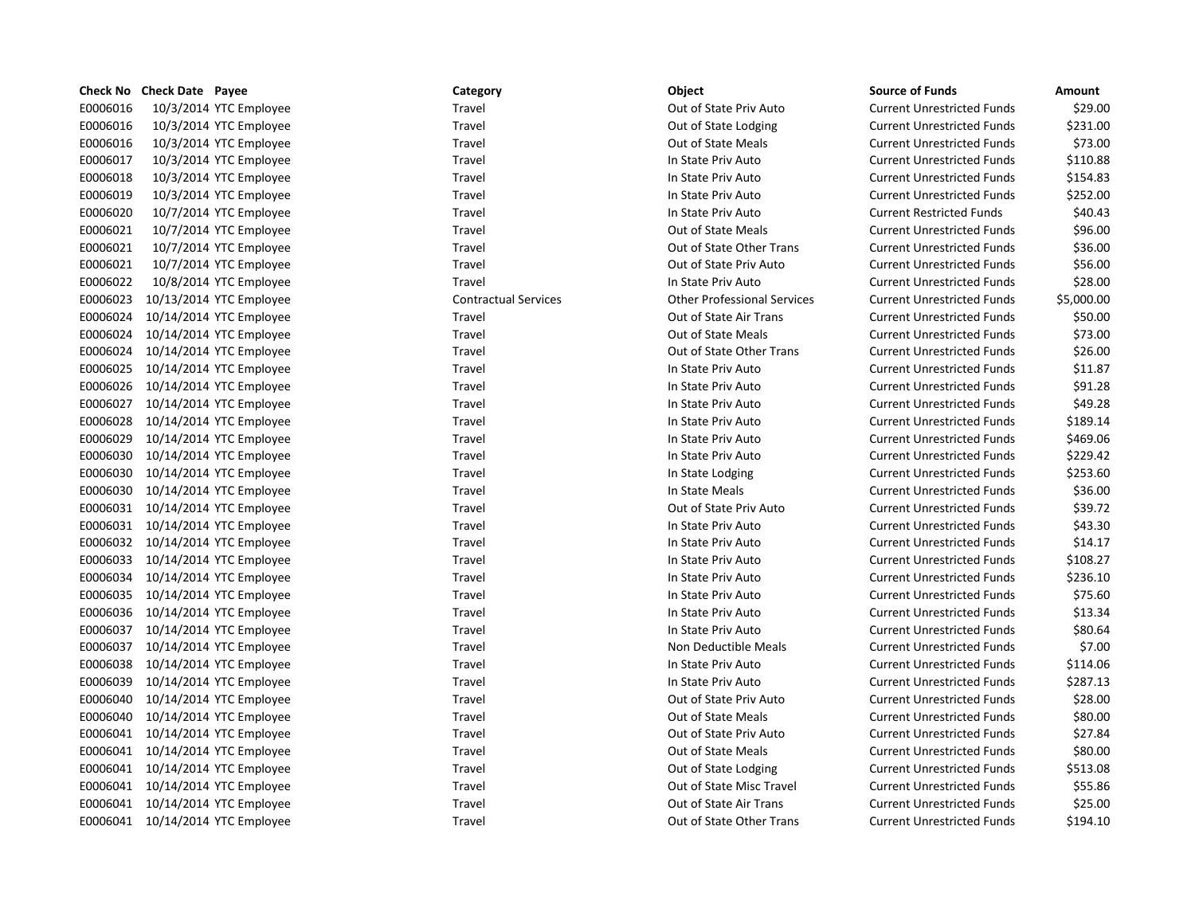| Check No | Check Date | Payee | Category | Object | Source of Funds | Amount |
|---|---|---|---|---|---|---|
| E0006016 | 10/3/2014 | YTC Employee | Travel | Out of State Priv Auto | Current Unrestricted Funds | $29.00 |
| E0006016 | 10/3/2014 | YTC Employee | Travel | Out of State Lodging | Current Unrestricted Funds | $231.00 |
| E0006016 | 10/3/2014 | YTC Employee | Travel | Out of State Meals | Current Unrestricted Funds | $73.00 |
| E0006017 | 10/3/2014 | YTC Employee | Travel | In State Priv Auto | Current Unrestricted Funds | $110.88 |
| E0006018 | 10/3/2014 | YTC Employee | Travel | In State Priv Auto | Current Unrestricted Funds | $154.83 |
| E0006019 | 10/3/2014 | YTC Employee | Travel | In State Priv Auto | Current Unrestricted Funds | $252.00 |
| E0006020 | 10/7/2014 | YTC Employee | Travel | In State Priv Auto | Current Restricted Funds | $40.43 |
| E0006021 | 10/7/2014 | YTC Employee | Travel | Out of State Meals | Current Unrestricted Funds | $96.00 |
| E0006021 | 10/7/2014 | YTC Employee | Travel | Out of State Other Trans | Current Unrestricted Funds | $36.00 |
| E0006021 | 10/7/2014 | YTC Employee | Travel | Out of State Priv Auto | Current Unrestricted Funds | $56.00 |
| E0006022 | 10/8/2014 | YTC Employee | Travel | In State Priv Auto | Current Unrestricted Funds | $28.00 |
| E0006023 | 10/13/2014 | YTC Employee | Contractual Services | Other Professional Services | Current Unrestricted Funds | $5,000.00 |
| E0006024 | 10/14/2014 | YTC Employee | Travel | Out of State Air Trans | Current Unrestricted Funds | $50.00 |
| E0006024 | 10/14/2014 | YTC Employee | Travel | Out of State Meals | Current Unrestricted Funds | $73.00 |
| E0006024 | 10/14/2014 | YTC Employee | Travel | Out of State Other Trans | Current Unrestricted Funds | $26.00 |
| E0006025 | 10/14/2014 | YTC Employee | Travel | In State Priv Auto | Current Unrestricted Funds | $11.87 |
| E0006026 | 10/14/2014 | YTC Employee | Travel | In State Priv Auto | Current Unrestricted Funds | $91.28 |
| E0006027 | 10/14/2014 | YTC Employee | Travel | In State Priv Auto | Current Unrestricted Funds | $49.28 |
| E0006028 | 10/14/2014 | YTC Employee | Travel | In State Priv Auto | Current Unrestricted Funds | $189.14 |
| E0006029 | 10/14/2014 | YTC Employee | Travel | In State Priv Auto | Current Unrestricted Funds | $469.06 |
| E0006030 | 10/14/2014 | YTC Employee | Travel | In State Priv Auto | Current Unrestricted Funds | $229.42 |
| E0006030 | 10/14/2014 | YTC Employee | Travel | In State Lodging | Current Unrestricted Funds | $253.60 |
| E0006030 | 10/14/2014 | YTC Employee | Travel | In State Meals | Current Unrestricted Funds | $36.00 |
| E0006031 | 10/14/2014 | YTC Employee | Travel | Out of State Priv Auto | Current Unrestricted Funds | $39.72 |
| E0006031 | 10/14/2014 | YTC Employee | Travel | In State Priv Auto | Current Unrestricted Funds | $43.30 |
| E0006032 | 10/14/2014 | YTC Employee | Travel | In State Priv Auto | Current Unrestricted Funds | $14.17 |
| E0006033 | 10/14/2014 | YTC Employee | Travel | In State Priv Auto | Current Unrestricted Funds | $108.27 |
| E0006034 | 10/14/2014 | YTC Employee | Travel | In State Priv Auto | Current Unrestricted Funds | $236.10 |
| E0006035 | 10/14/2014 | YTC Employee | Travel | In State Priv Auto | Current Unrestricted Funds | $75.60 |
| E0006036 | 10/14/2014 | YTC Employee | Travel | In State Priv Auto | Current Unrestricted Funds | $13.34 |
| E0006037 | 10/14/2014 | YTC Employee | Travel | In State Priv Auto | Current Unrestricted Funds | $80.64 |
| E0006037 | 10/14/2014 | YTC Employee | Travel | Non Deductible Meals | Current Unrestricted Funds | $7.00 |
| E0006038 | 10/14/2014 | YTC Employee | Travel | In State Priv Auto | Current Unrestricted Funds | $114.06 |
| E0006039 | 10/14/2014 | YTC Employee | Travel | In State Priv Auto | Current Unrestricted Funds | $287.13 |
| E0006040 | 10/14/2014 | YTC Employee | Travel | Out of State Priv Auto | Current Unrestricted Funds | $28.00 |
| E0006040 | 10/14/2014 | YTC Employee | Travel | Out of State Meals | Current Unrestricted Funds | $80.00 |
| E0006041 | 10/14/2014 | YTC Employee | Travel | Out of State Priv Auto | Current Unrestricted Funds | $27.84 |
| E0006041 | 10/14/2014 | YTC Employee | Travel | Out of State Meals | Current Unrestricted Funds | $80.00 |
| E0006041 | 10/14/2014 | YTC Employee | Travel | Out of State Lodging | Current Unrestricted Funds | $513.08 |
| E0006041 | 10/14/2014 | YTC Employee | Travel | Out of State Misc Travel | Current Unrestricted Funds | $55.86 |
| E0006041 | 10/14/2014 | YTC Employee | Travel | Out of State Air Trans | Current Unrestricted Funds | $25.00 |
| E0006041 | 10/14/2014 | YTC Employee | Travel | Out of State Other Trans | Current Unrestricted Funds | $194.10 |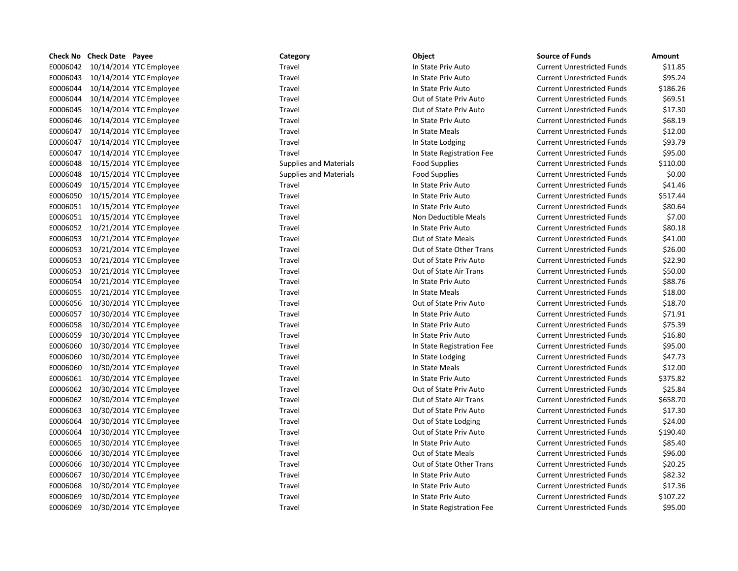| Check No | Check Date | Payee | Category | Object | Source of Funds | Amount |
|---|---|---|---|---|---|---|
| E0006042 | 10/14/2014 | YTC Employee | Travel | In State Priv Auto | Current Unrestricted Funds | $11.85 |
| E0006043 | 10/14/2014 | YTC Employee | Travel | In State Priv Auto | Current Unrestricted Funds | $95.24 |
| E0006044 | 10/14/2014 | YTC Employee | Travel | In State Priv Auto | Current Unrestricted Funds | $186.26 |
| E0006044 | 10/14/2014 | YTC Employee | Travel | Out of State Priv Auto | Current Unrestricted Funds | $69.51 |
| E0006045 | 10/14/2014 | YTC Employee | Travel | Out of State Priv Auto | Current Unrestricted Funds | $17.30 |
| E0006046 | 10/14/2014 | YTC Employee | Travel | In State Priv Auto | Current Unrestricted Funds | $68.19 |
| E0006047 | 10/14/2014 | YTC Employee | Travel | In State Meals | Current Unrestricted Funds | $12.00 |
| E0006047 | 10/14/2014 | YTC Employee | Travel | In State Lodging | Current Unrestricted Funds | $93.79 |
| E0006047 | 10/14/2014 | YTC Employee | Travel | In State Registration Fee | Current Unrestricted Funds | $95.00 |
| E0006048 | 10/15/2014 | YTC Employee | Supplies and Materials | Food Supplies | Current Unrestricted Funds | $110.00 |
| E0006048 | 10/15/2014 | YTC Employee | Supplies and Materials | Food Supplies | Current Unrestricted Funds | $0.00 |
| E0006049 | 10/15/2014 | YTC Employee | Travel | In State Priv Auto | Current Unrestricted Funds | $41.46 |
| E0006050 | 10/15/2014 | YTC Employee | Travel | In State Priv Auto | Current Unrestricted Funds | $517.44 |
| E0006051 | 10/15/2014 | YTC Employee | Travel | In State Priv Auto | Current Unrestricted Funds | $80.64 |
| E0006051 | 10/15/2014 | YTC Employee | Travel | Non Deductible Meals | Current Unrestricted Funds | $7.00 |
| E0006052 | 10/21/2014 | YTC Employee | Travel | In State Priv Auto | Current Unrestricted Funds | $80.18 |
| E0006053 | 10/21/2014 | YTC Employee | Travel | Out of State Meals | Current Unrestricted Funds | $41.00 |
| E0006053 | 10/21/2014 | YTC Employee | Travel | Out of State Other Trans | Current Unrestricted Funds | $26.00 |
| E0006053 | 10/21/2014 | YTC Employee | Travel | Out of State Priv Auto | Current Unrestricted Funds | $22.90 |
| E0006053 | 10/21/2014 | YTC Employee | Travel | Out of State Air Trans | Current Unrestricted Funds | $50.00 |
| E0006054 | 10/21/2014 | YTC Employee | Travel | In State Priv Auto | Current Unrestricted Funds | $88.76 |
| E0006055 | 10/21/2014 | YTC Employee | Travel | In State Meals | Current Unrestricted Funds | $18.00 |
| E0006056 | 10/30/2014 | YTC Employee | Travel | Out of State Priv Auto | Current Unrestricted Funds | $18.70 |
| E0006057 | 10/30/2014 | YTC Employee | Travel | In State Priv Auto | Current Unrestricted Funds | $71.91 |
| E0006058 | 10/30/2014 | YTC Employee | Travel | In State Priv Auto | Current Unrestricted Funds | $75.39 |
| E0006059 | 10/30/2014 | YTC Employee | Travel | In State Priv Auto | Current Unrestricted Funds | $16.80 |
| E0006060 | 10/30/2014 | YTC Employee | Travel | In State Registration Fee | Current Unrestricted Funds | $95.00 |
| E0006060 | 10/30/2014 | YTC Employee | Travel | In State Lodging | Current Unrestricted Funds | $47.73 |
| E0006060 | 10/30/2014 | YTC Employee | Travel | In State Meals | Current Unrestricted Funds | $12.00 |
| E0006061 | 10/30/2014 | YTC Employee | Travel | In State Priv Auto | Current Unrestricted Funds | $375.82 |
| E0006062 | 10/30/2014 | YTC Employee | Travel | Out of State Priv Auto | Current Unrestricted Funds | $25.84 |
| E0006062 | 10/30/2014 | YTC Employee | Travel | Out of State Air Trans | Current Unrestricted Funds | $658.70 |
| E0006063 | 10/30/2014 | YTC Employee | Travel | Out of State Priv Auto | Current Unrestricted Funds | $17.30 |
| E0006064 | 10/30/2014 | YTC Employee | Travel | Out of State Lodging | Current Unrestricted Funds | $24.00 |
| E0006064 | 10/30/2014 | YTC Employee | Travel | Out of State Priv Auto | Current Unrestricted Funds | $190.40 |
| E0006065 | 10/30/2014 | YTC Employee | Travel | In State Priv Auto | Current Unrestricted Funds | $85.40 |
| E0006066 | 10/30/2014 | YTC Employee | Travel | Out of State Meals | Current Unrestricted Funds | $96.00 |
| E0006066 | 10/30/2014 | YTC Employee | Travel | Out of State Other Trans | Current Unrestricted Funds | $20.25 |
| E0006067 | 10/30/2014 | YTC Employee | Travel | In State Priv Auto | Current Unrestricted Funds | $82.32 |
| E0006068 | 10/30/2014 | YTC Employee | Travel | In State Priv Auto | Current Unrestricted Funds | $17.36 |
| E0006069 | 10/30/2014 | YTC Employee | Travel | In State Priv Auto | Current Unrestricted Funds | $107.22 |
| E0006069 | 10/30/2014 | YTC Employee | Travel | In State Registration Fee | Current Unrestricted Funds | $95.00 |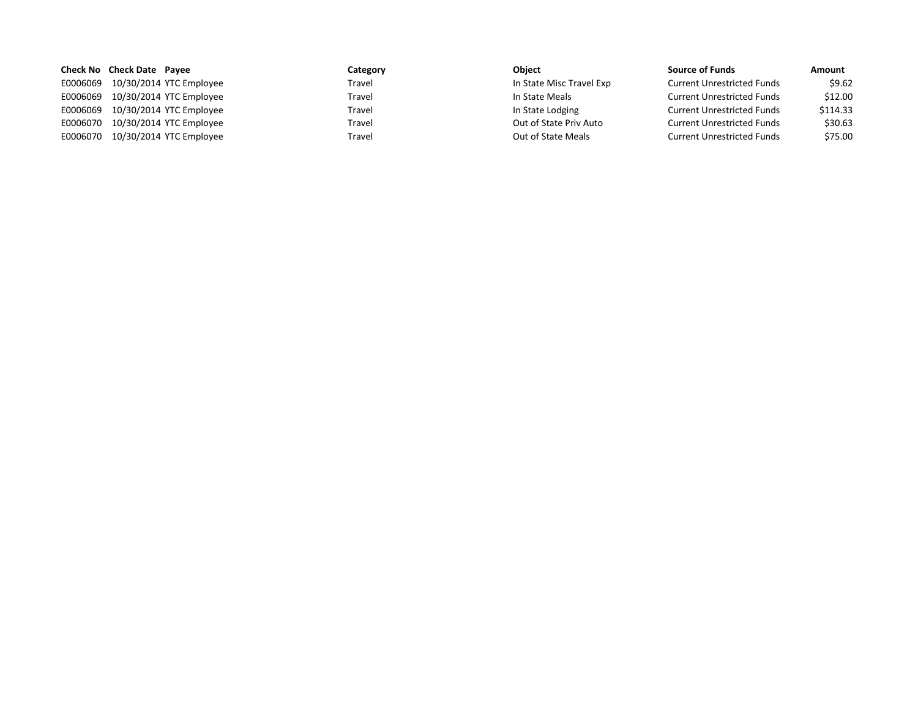| Check No | Check Date | Payee | Category | Object | Source of Funds | Amount |
|---|---|---|---|---|---|---|
| E0006069 | 10/30/2014 | YTC Employee | Travel | In State Misc Travel Exp | Current Unrestricted Funds | $9.62 |
| E0006069 | 10/30/2014 | YTC Employee | Travel | In State Meals | Current Unrestricted Funds | $12.00 |
| E0006069 | 10/30/2014 | YTC Employee | Travel | In State Lodging | Current Unrestricted Funds | $114.33 |
| E0006070 | 10/30/2014 | YTC Employee | Travel | Out of State Priv Auto | Current Unrestricted Funds | $30.63 |
| E0006070 | 10/30/2014 | YTC Employee | Travel | Out of State Meals | Current Unrestricted Funds | $75.00 |